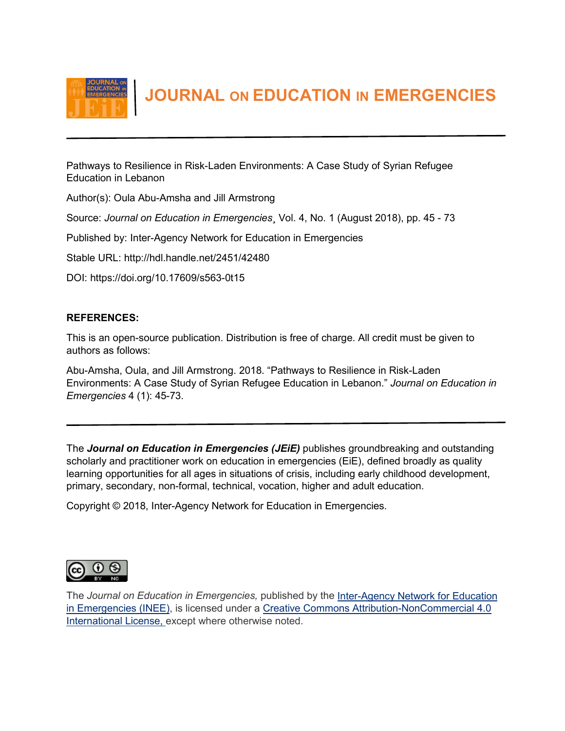# JOURNAL ON EDUCATION IN EMERGENCIES

Pathways to Resilience in Risk-Laden Environments: A Case Study of Syrian Refugee Education in Lebanon

Author(s): Oula Abu-Amsha and Jill Armstrong

Source: *Journal on Education in Emergencies*¸ Vol. 4, No. 1 (August 2018), pp. 45 - 73

Published by: Inter-Agency Network for Education in Emergencies

Stable URL: http://hdl.handle.net/2451/42480

DOI: https://doi.org/10.17609/s563-0t15

**REFERENCES:**

This is an open-source publication. Distribution is free of charge. All credit must be given to authors as follows:

Abu-Amsha, Oula, and Jill Armstrong. 2018. "Pathways to Resilience in Risk-Laden Environments: A Case Study of Syrian Refugee Education in Lebanon." *Journal on Education in Emergencies* 4 (1): 45-73.

---

The ***Journal on Education in Emergencies (JEiE)*** publishes groundbreaking and outstanding scholarly and practitioner work on education in emergencies (EiE), defined broadly as quality learning opportunities for all ages in situations of crisis, including early childhood development, primary, secondary, non-formal, technical, vocation, higher and adult education.

Copyright © 2018, Inter-Agency Network for Education in Emergencies.

The *Journal on Education in Emergencies,* published by the Inter-Agency Network for Education in Emergencies (INEE), is licensed under a Creative Commons Attribution-NonCommercial 4.0 International License, except where otherwise noted.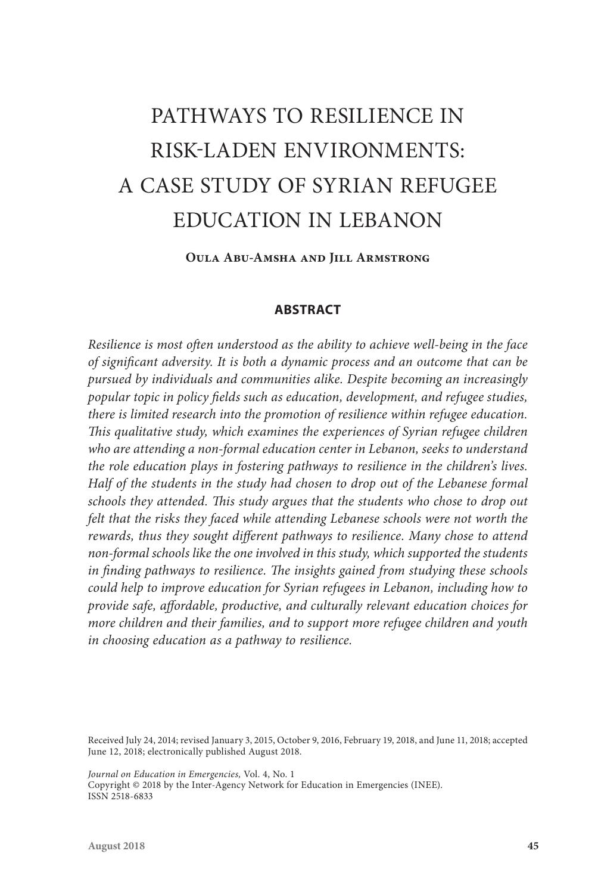# PATHWAYS TO RESILIENCE IN RISK-LADEN ENVIRONMENTS: A CASE STUDY OF SYRIAN REFUGEE EDUCATION IN LEBANON

**Oula Abu-Amsha and Jill Armstrong**

## ABSTRACT

*Resilience is most often understood as the ability to achieve well-being in the face of significant adversity. It is both a dynamic process and an outcome that can be pursued by individuals and communities alike. Despite becoming an increasingly popular topic in policy fields such as education, development, and refugee studies, there is limited research into the promotion of resilience within refugee education. This qualitative study, which examines the experiences of Syrian refugee children who are attending a non-formal education center in Lebanon, seeks to understand the role education plays in fostering pathways to resilience in the children's lives. Half of the students in the study had chosen to drop out of the Lebanese formal schools they attended. This study argues that the students who chose to drop out felt that the risks they faced while attending Lebanese schools were not worth the rewards, thus they sought different pathways to resilience. Many chose to attend non-formal schools like the one involved in this study, which supported the students in finding pathways to resilience. The insights gained from studying these schools could help to improve education for Syrian refugees in Lebanon, including how to provide safe, affordable, productive, and culturally relevant education choices for more children and their families, and to support more refugee children and youth in choosing education as a pathway to resilience.*

Received July 24, 2014; revised January 3, 2015, October 9, 2016, February 19, 2018, and June 11, 2018; accepted June 12, 2018; electronically published August 2018.

*Journal on Education in Emergencies,* Vol. 4, No. 1
Copyright © 2018 by the Inter-Agency Network for Education in Emergencies (INEE).
ISSN 2518-6833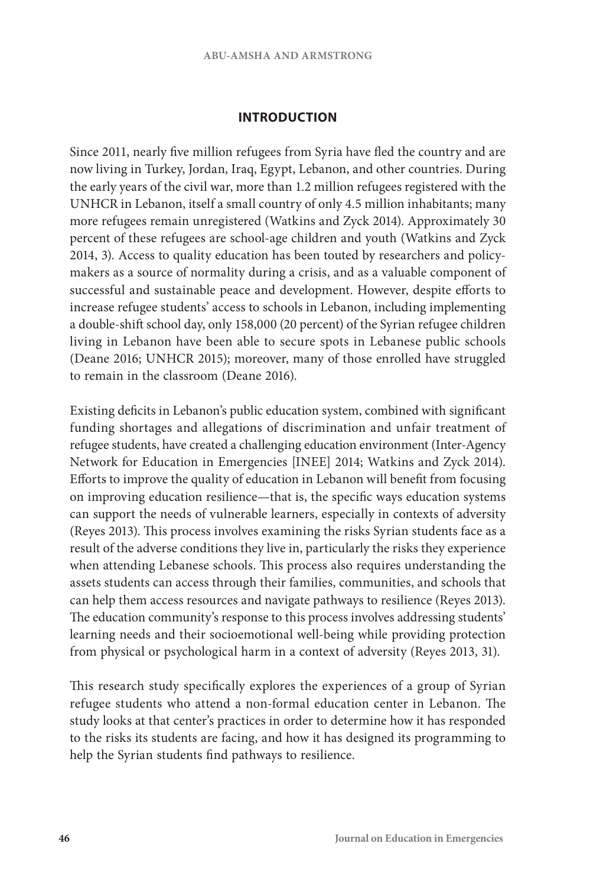## INTRODUCTION

Since 2011, nearly five million refugees from Syria have fled the country and are now living in Turkey, Jordan, Iraq, Egypt, Lebanon, and other countries. During the early years of the civil war, more than 1.2 million refugees registered with the UNHCR in Lebanon, itself a small country of only 4.5 million inhabitants; many more refugees remain unregistered (Watkins and Zyck 2014). Approximately 30 percent of these refugees are school-age children and youth (Watkins and Zyck 2014, 3). Access to quality education has been touted by researchers and policymakers as a source of normality during a crisis, and as a valuable component of successful and sustainable peace and development. However, despite efforts to increase refugee students' access to schools in Lebanon, including implementing a double-shift school day, only 158,000 (20 percent) of the Syrian refugee children living in Lebanon have been able to secure spots in Lebanese public schools (Deane 2016; UNHCR 2015); moreover, many of those enrolled have struggled to remain in the classroom (Deane 2016).

Existing deficits in Lebanon's public education system, combined with significant funding shortages and allegations of discrimination and unfair treatment of refugee students, have created a challenging education environment (Inter-Agency Network for Education in Emergencies [INEE] 2014; Watkins and Zyck 2014). Efforts to improve the quality of education in Lebanon will benefit from focusing on improving education resilience—that is, the specific ways education systems can support the needs of vulnerable learners, especially in contexts of adversity (Reyes 2013). This process involves examining the risks Syrian students face as a result of the adverse conditions they live in, particularly the risks they experience when attending Lebanese schools. This process also requires understanding the assets students can access through their families, communities, and schools that can help them access resources and navigate pathways to resilience (Reyes 2013). The education community's response to this process involves addressing students' learning needs and their socioemotional well-being while providing protection from physical or psychological harm in a context of adversity (Reyes 2013, 31).

This research study specifically explores the experiences of a group of Syrian refugee students who attend a non-formal education center in Lebanon. The study looks at that center's practices in order to determine how it has responded to the risks its students are facing, and how it has designed its programming to help the Syrian students find pathways to resilience.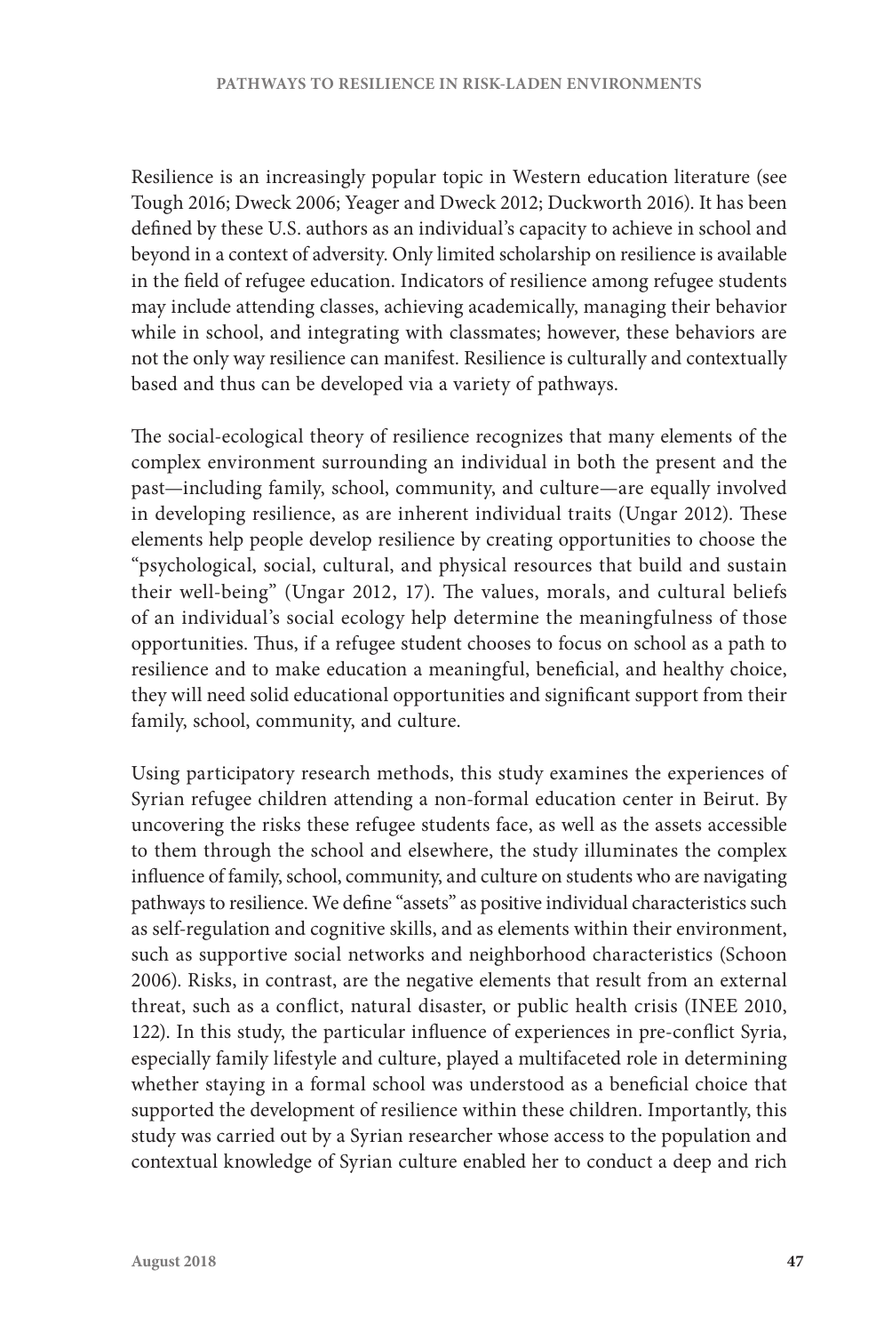Resilience is an increasingly popular topic in Western education literature (see Tough 2016; Dweck 2006; Yeager and Dweck 2012; Duckworth 2016). It has been defined by these U.S. authors as an individual's capacity to achieve in school and beyond in a context of adversity. Only limited scholarship on resilience is available in the field of refugee education. Indicators of resilience among refugee students may include attending classes, achieving academically, managing their behavior while in school, and integrating with classmates; however, these behaviors are not the only way resilience can manifest. Resilience is culturally and contextually based and thus can be developed via a variety of pathways.

The social-ecological theory of resilience recognizes that many elements of the complex environment surrounding an individual in both the present and the past—including family, school, community, and culture—are equally involved in developing resilience, as are inherent individual traits (Ungar 2012). These elements help people develop resilience by creating opportunities to choose the "psychological, social, cultural, and physical resources that build and sustain their well-being" (Ungar 2012, 17). The values, morals, and cultural beliefs of an individual's social ecology help determine the meaningfulness of those opportunities. Thus, if a refugee student chooses to focus on school as a path to resilience and to make education a meaningful, beneficial, and healthy choice, they will need solid educational opportunities and significant support from their family, school, community, and culture.

Using participatory research methods, this study examines the experiences of Syrian refugee children attending a non-formal education center in Beirut. By uncovering the risks these refugee students face, as well as the assets accessible to them through the school and elsewhere, the study illuminates the complex influence of family, school, community, and culture on students who are navigating pathways to resilience. We define "assets" as positive individual characteristics such as self-regulation and cognitive skills, and as elements within their environment, such as supportive social networks and neighborhood characteristics (Schoon 2006). Risks, in contrast, are the negative elements that result from an external threat, such as a conflict, natural disaster, or public health crisis (INEE 2010, 122). In this study, the particular influence of experiences in pre-conflict Syria, especially family lifestyle and culture, played a multifaceted role in determining whether staying in a formal school was understood as a beneficial choice that supported the development of resilience within these children. Importantly, this study was carried out by a Syrian researcher whose access to the population and contextual knowledge of Syrian culture enabled her to conduct a deep and rich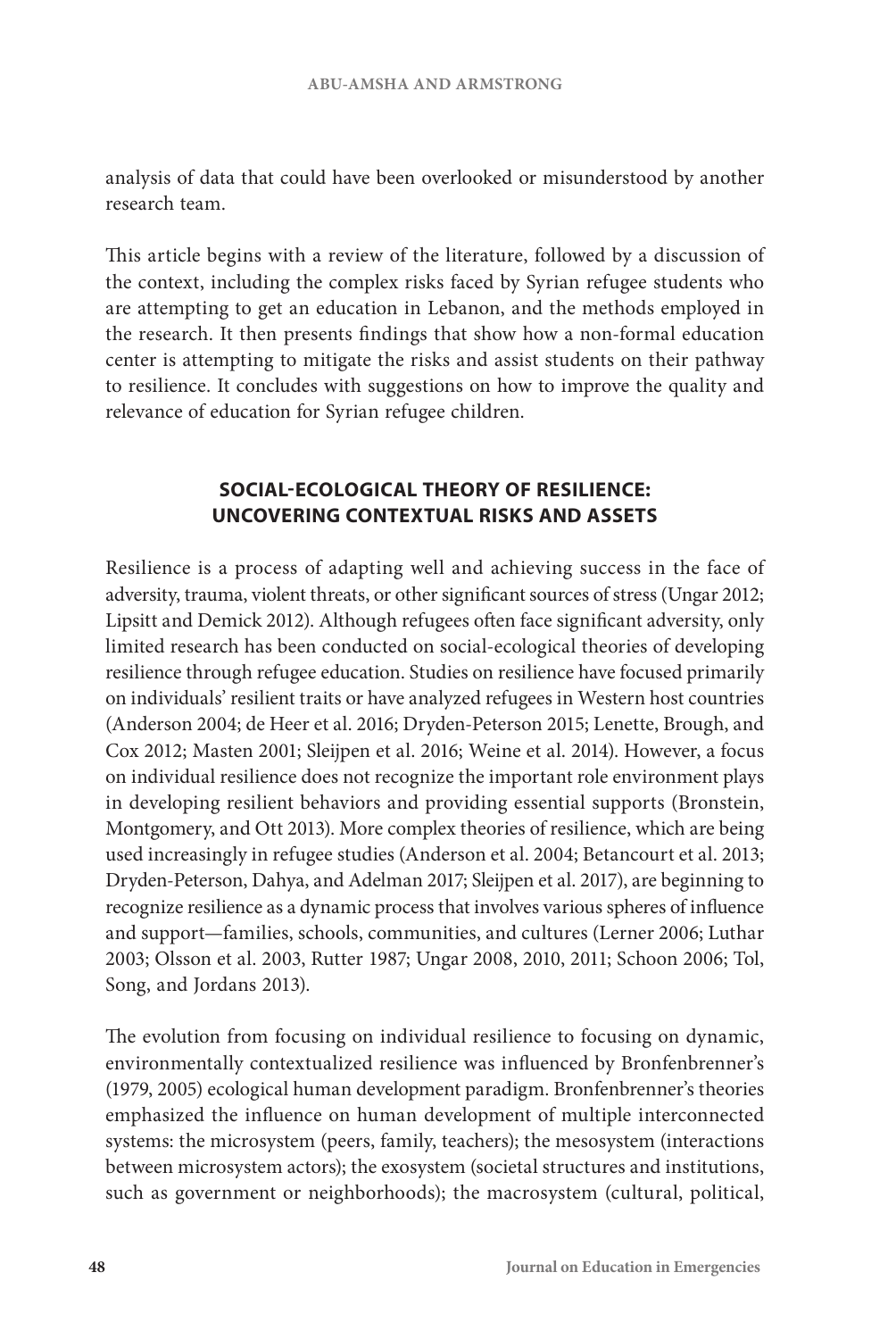analysis of data that could have been overlooked or misunderstood by another research team.

This article begins with a review of the literature, followed by a discussion of the context, including the complex risks faced by Syrian refugee students who are attempting to get an education in Lebanon, and the methods employed in the research. It then presents findings that show how a non-formal education center is attempting to mitigate the risks and assist students on their pathway to resilience. It concludes with suggestions on how to improve the quality and relevance of education for Syrian refugee children.

## SOCIAL-ECOLOGICAL THEORY OF RESILIENCE: UNCOVERING CONTEXTUAL RISKS AND ASSETS

Resilience is a process of adapting well and achieving success in the face of adversity, trauma, violent threats, or other significant sources of stress (Ungar 2012; Lipsitt and Demick 2012). Although refugees often face significant adversity, only limited research has been conducted on social-ecological theories of developing resilience through refugee education. Studies on resilience have focused primarily on individuals' resilient traits or have analyzed refugees in Western host countries (Anderson 2004; de Heer et al. 2016; Dryden-Peterson 2015; Lenette, Brough, and Cox 2012; Masten 2001; Sleijpen et al. 2016; Weine et al. 2014). However, a focus on individual resilience does not recognize the important role environment plays in developing resilient behaviors and providing essential supports (Bronstein, Montgomery, and Ott 2013). More complex theories of resilience, which are being used increasingly in refugee studies (Anderson et al. 2004; Betancourt et al. 2013; Dryden-Peterson, Dahya, and Adelman 2017; Sleijpen et al. 2017), are beginning to recognize resilience as a dynamic process that involves various spheres of influence and support—families, schools, communities, and cultures (Lerner 2006; Luthar 2003; Olsson et al. 2003, Rutter 1987; Ungar 2008, 2010, 2011; Schoon 2006; Tol, Song, and Jordans 2013).

The evolution from focusing on individual resilience to focusing on dynamic, environmentally contextualized resilience was influenced by Bronfenbrenner's (1979, 2005) ecological human development paradigm. Bronfenbrenner's theories emphasized the influence on human development of multiple interconnected systems: the microsystem (peers, family, teachers); the mesosystem (interactions between microsystem actors); the exosystem (societal structures and institutions, such as government or neighborhoods); the macrosystem (cultural, political,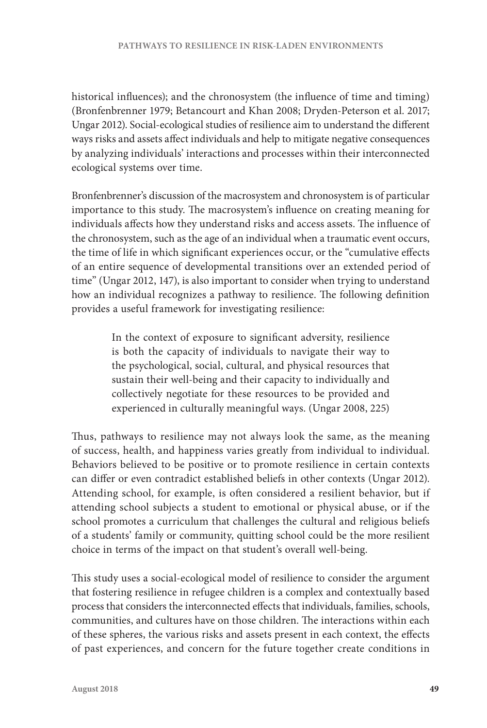historical influences); and the chronosystem (the influence of time and timing) (Bronfenbrenner 1979; Betancourt and Khan 2008; Dryden-Peterson et al. 2017; Ungar 2012). Social-ecological studies of resilience aim to understand the different ways risks and assets affect individuals and help to mitigate negative consequences by analyzing individuals' interactions and processes within their interconnected ecological systems over time.

Bronfenbrenner's discussion of the macrosystem and chronosystem is of particular importance to this study. The macrosystem's influence on creating meaning for individuals affects how they understand risks and access assets. The influence of the chronosystem, such as the age of an individual when a traumatic event occurs, the time of life in which significant experiences occur, or the "cumulative effects of an entire sequence of developmental transitions over an extended period of time" (Ungar 2012, 147), is also important to consider when trying to understand how an individual recognizes a pathway to resilience. The following definition provides a useful framework for investigating resilience:

> In the context of exposure to significant adversity, resilience is both the capacity of individuals to navigate their way to the psychological, social, cultural, and physical resources that sustain their well-being and their capacity to individually and collectively negotiate for these resources to be provided and experienced in culturally meaningful ways. (Ungar 2008, 225)

Thus, pathways to resilience may not always look the same, as the meaning of success, health, and happiness varies greatly from individual to individual. Behaviors believed to be positive or to promote resilience in certain contexts can differ or even contradict established beliefs in other contexts (Ungar 2012). Attending school, for example, is often considered a resilient behavior, but if attending school subjects a student to emotional or physical abuse, or if the school promotes a curriculum that challenges the cultural and religious beliefs of a students' family or community, quitting school could be the more resilient choice in terms of the impact on that student's overall well-being.

This study uses a social-ecological model of resilience to consider the argument that fostering resilience in refugee children is a complex and contextually based process that considers the interconnected effects that individuals, families, schools, communities, and cultures have on those children. The interactions within each of these spheres, the various risks and assets present in each context, the effects of past experiences, and concern for the future together create conditions in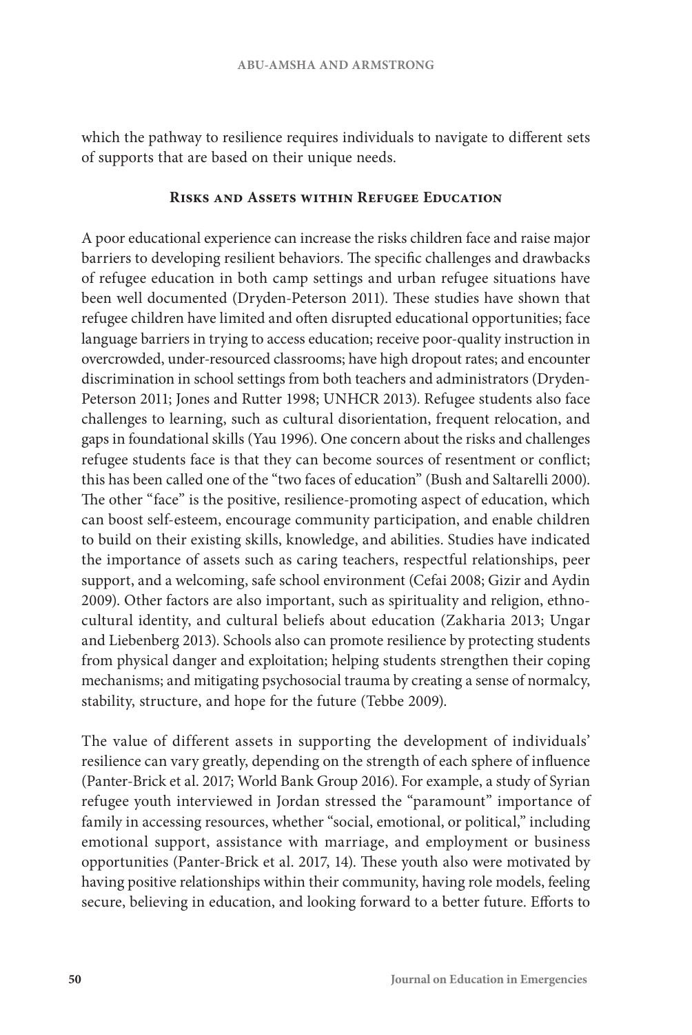which the pathway to resilience requires individuals to navigate to different sets of supports that are based on their unique needs.

## Risks and Assets within Refugee Education

A poor educational experience can increase the risks children face and raise major barriers to developing resilient behaviors. The specific challenges and drawbacks of refugee education in both camp settings and urban refugee situations have been well documented (Dryden-Peterson 2011). These studies have shown that refugee children have limited and often disrupted educational opportunities; face language barriers in trying to access education; receive poor-quality instruction in overcrowded, under-resourced classrooms; have high dropout rates; and encounter discrimination in school settings from both teachers and administrators (Dryden-Peterson 2011; Jones and Rutter 1998; UNHCR 2013). Refugee students also face challenges to learning, such as cultural disorientation, frequent relocation, and gaps in foundational skills (Yau 1996). One concern about the risks and challenges refugee students face is that they can become sources of resentment or conflict; this has been called one of the "two faces of education" (Bush and Saltarelli 2000). The other "face" is the positive, resilience-promoting aspect of education, which can boost self-esteem, encourage community participation, and enable children to build on their existing skills, knowledge, and abilities. Studies have indicated the importance of assets such as caring teachers, respectful relationships, peer support, and a welcoming, safe school environment (Cefai 2008; Gizir and Aydin 2009). Other factors are also important, such as spirituality and religion, ethno-cultural identity, and cultural beliefs about education (Zakharia 2013; Ungar and Liebenberg 2013). Schools also can promote resilience by protecting students from physical danger and exploitation; helping students strengthen their coping mechanisms; and mitigating psychosocial trauma by creating a sense of normalcy, stability, structure, and hope for the future (Tebbe 2009).

The value of different assets in supporting the development of individuals' resilience can vary greatly, depending on the strength of each sphere of influence (Panter-Brick et al. 2017; World Bank Group 2016). For example, a study of Syrian refugee youth interviewed in Jordan stressed the "paramount" importance of family in accessing resources, whether "social, emotional, or political," including emotional support, assistance with marriage, and employment or business opportunities (Panter-Brick et al. 2017, 14). These youth also were motivated by having positive relationships within their community, having role models, feeling secure, believing in education, and looking forward to a better future. Efforts to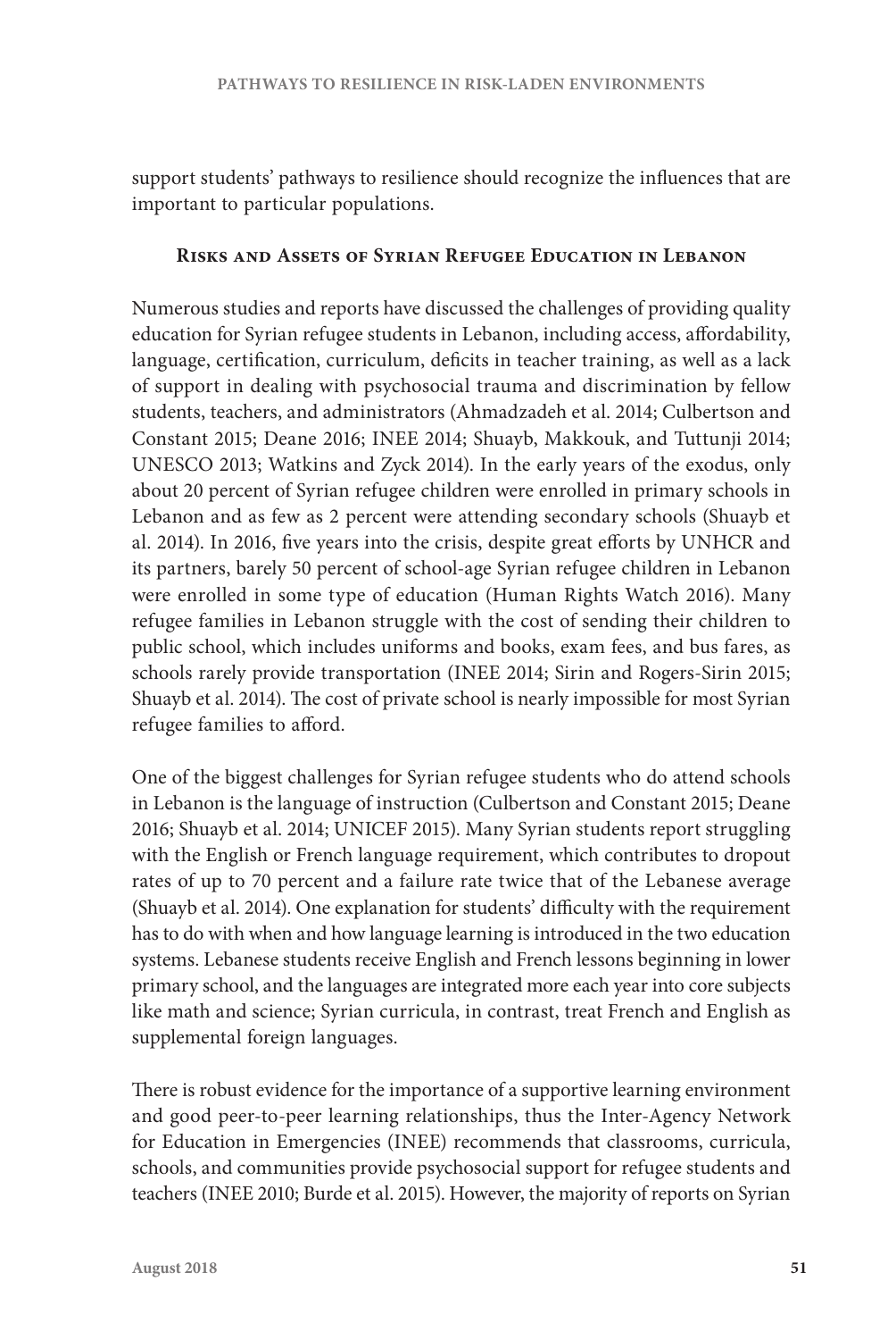support students' pathways to resilience should recognize the influences that are important to particular populations.

## Risks and Assets of Syrian Refugee Education in Lebanon

Numerous studies and reports have discussed the challenges of providing quality education for Syrian refugee students in Lebanon, including access, affordability, language, certification, curriculum, deficits in teacher training, as well as a lack of support in dealing with psychosocial trauma and discrimination by fellow students, teachers, and administrators (Ahmadzadeh et al. 2014; Culbertson and Constant 2015; Deane 2016; INEE 2014; Shuayb, Makkouk, and Tuttunji 2014; UNESCO 2013; Watkins and Zyck 2014). In the early years of the exodus, only about 20 percent of Syrian refugee children were enrolled in primary schools in Lebanon and as few as 2 percent were attending secondary schools (Shuayb et al. 2014). In 2016, five years into the crisis, despite great efforts by UNHCR and its partners, barely 50 percent of school-age Syrian refugee children in Lebanon were enrolled in some type of education (Human Rights Watch 2016). Many refugee families in Lebanon struggle with the cost of sending their children to public school, which includes uniforms and books, exam fees, and bus fares, as schools rarely provide transportation (INEE 2014; Sirin and Rogers-Sirin 2015; Shuayb et al. 2014). The cost of private school is nearly impossible for most Syrian refugee families to afford.

One of the biggest challenges for Syrian refugee students who do attend schools in Lebanon is the language of instruction (Culbertson and Constant 2015; Deane 2016; Shuayb et al. 2014; UNICEF 2015). Many Syrian students report struggling with the English or French language requirement, which contributes to dropout rates of up to 70 percent and a failure rate twice that of the Lebanese average (Shuayb et al. 2014). One explanation for students' difficulty with the requirement has to do with when and how language learning is introduced in the two education systems. Lebanese students receive English and French lessons beginning in lower primary school, and the languages are integrated more each year into core subjects like math and science; Syrian curricula, in contrast, treat French and English as supplemental foreign languages.

There is robust evidence for the importance of a supportive learning environment and good peer-to-peer learning relationships, thus the Inter-Agency Network for Education in Emergencies (INEE) recommends that classrooms, curricula, schools, and communities provide psychosocial support for refugee students and teachers (INEE 2010; Burde et al. 2015). However, the majority of reports on Syrian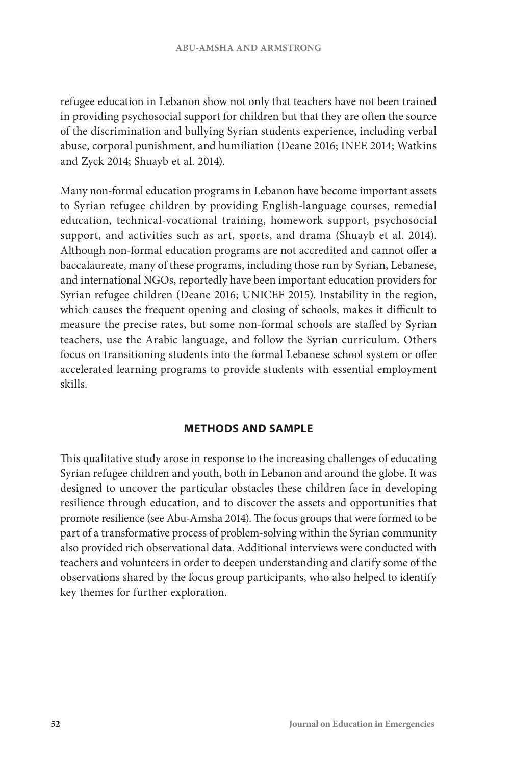refugee education in Lebanon show not only that teachers have not been trained in providing psychosocial support for children but that they are often the source of the discrimination and bullying Syrian students experience, including verbal abuse, corporal punishment, and humiliation (Deane 2016; INEE 2014; Watkins and Zyck 2014; Shuayb et al. 2014).

Many non-formal education programs in Lebanon have become important assets to Syrian refugee children by providing English-language courses, remedial education, technical-vocational training, homework support, psychosocial support, and activities such as art, sports, and drama (Shuayb et al. 2014). Although non-formal education programs are not accredited and cannot offer a baccalaureate, many of these programs, including those run by Syrian, Lebanese, and international NGOs, reportedly have been important education providers for Syrian refugee children (Deane 2016; UNICEF 2015). Instability in the region, which causes the frequent opening and closing of schools, makes it difficult to measure the precise rates, but some non-formal schools are staffed by Syrian teachers, use the Arabic language, and follow the Syrian curriculum. Others focus on transitioning students into the formal Lebanese school system or offer accelerated learning programs to provide students with essential employment skills.

## METHODS AND SAMPLE

This qualitative study arose in response to the increasing challenges of educating Syrian refugee children and youth, both in Lebanon and around the globe. It was designed to uncover the particular obstacles these children face in developing resilience through education, and to discover the assets and opportunities that promote resilience (see Abu-Amsha 2014). The focus groups that were formed to be part of a transformative process of problem-solving within the Syrian community also provided rich observational data. Additional interviews were conducted with teachers and volunteers in order to deepen understanding and clarify some of the observations shared by the focus group participants, who also helped to identify key themes for further exploration.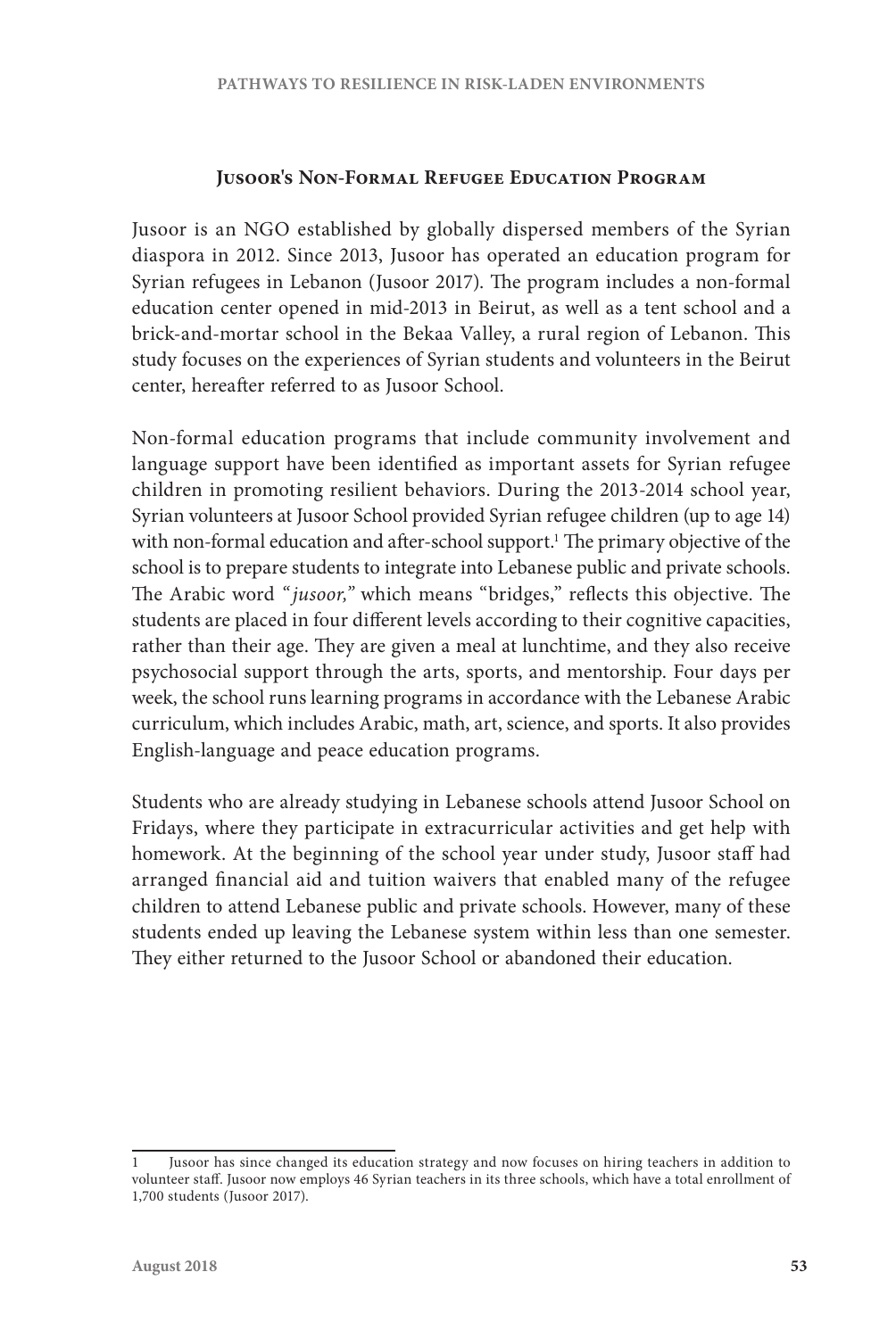### Jusoor's Non-Formal Refugee Education Program

Jusoor is an NGO established by globally dispersed members of the Syrian diaspora in 2012. Since 2013, Jusoor has operated an education program for Syrian refugees in Lebanon (Jusoor 2017). The program includes a non-formal education center opened in mid-2013 in Beirut, as well as a tent school and a brick-and-mortar school in the Bekaa Valley, a rural region of Lebanon. This study focuses on the experiences of Syrian students and volunteers in the Beirut center, hereafter referred to as Jusoor School.

Non-formal education programs that include community involvement and language support have been identified as important assets for Syrian refugee children in promoting resilient behaviors. During the 2013-2014 school year, Syrian volunteers at Jusoor School provided Syrian refugee children (up to age 14) with non-formal education and after-school support.[1] The primary objective of the school is to prepare students to integrate into Lebanese public and private schools. The Arabic word "*jusoor,*" which means "bridges," reflects this objective. The students are placed in four different levels according to their cognitive capacities, rather than their age. They are given a meal at lunchtime, and they also receive psychosocial support through the arts, sports, and mentorship. Four days per week, the school runs learning programs in accordance with the Lebanese Arabic curriculum, which includes Arabic, math, art, science, and sports. It also provides English-language and peace education programs.

Students who are already studying in Lebanese schools attend Jusoor School on Fridays, where they participate in extracurricular activities and get help with homework. At the beginning of the school year under study, Jusoor staff had arranged financial aid and tuition waivers that enabled many of the refugee children to attend Lebanese public and private schools. However, many of these students ended up leaving the Lebanese system within less than one semester. They either returned to the Jusoor School or abandoned their education.

---

1 Jusoor has since changed its education strategy and now focuses on hiring teachers in addition to volunteer staff. Jusoor now employs 46 Syrian teachers in its three schools, which have a total enrollment of 1,700 students (Jusoor 2017).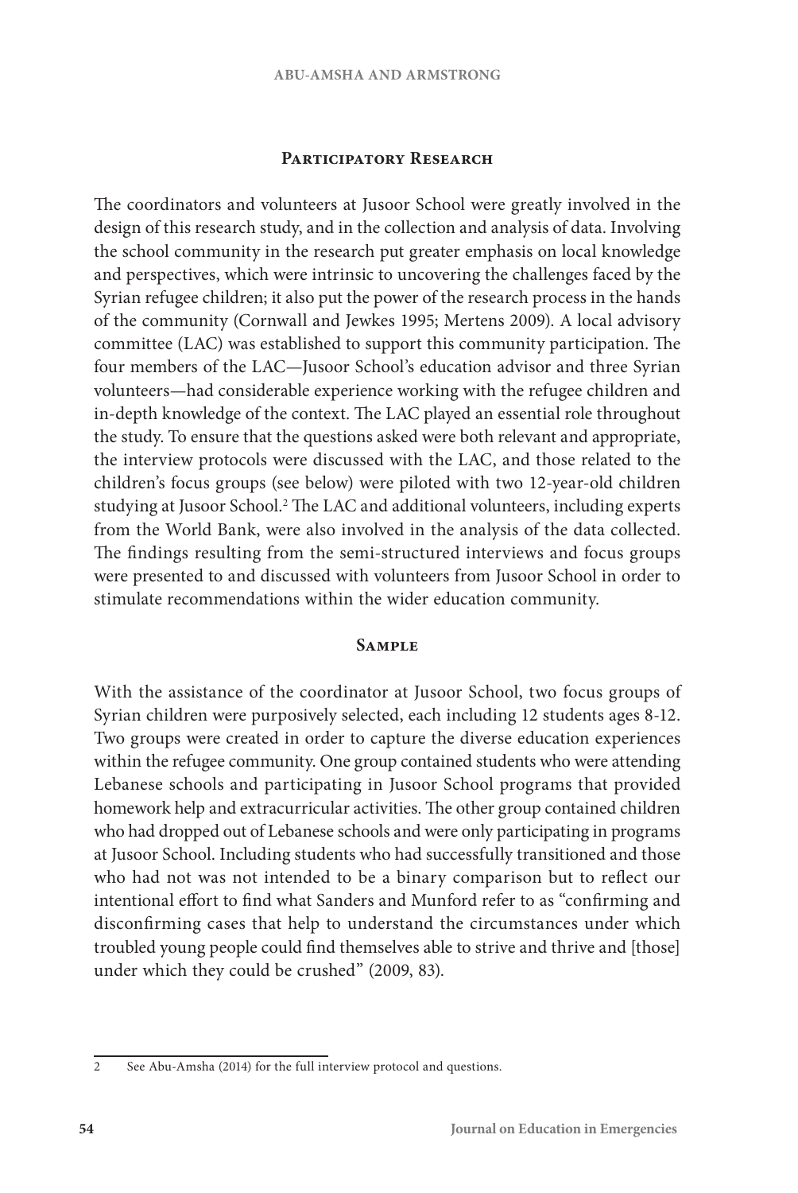## Participatory Research

The coordinators and volunteers at Jusoor School were greatly involved in the design of this research study, and in the collection and analysis of data. Involving the school community in the research put greater emphasis on local knowledge and perspectives, which were intrinsic to uncovering the challenges faced by the Syrian refugee children; it also put the power of the research process in the hands of the community (Cornwall and Jewkes 1995; Mertens 2009). A local advisory committee (LAC) was established to support this community participation. The four members of the LAC—Jusoor School's education advisor and three Syrian volunteers—had considerable experience working with the refugee children and in-depth knowledge of the context. The LAC played an essential role throughout the study. To ensure that the questions asked were both relevant and appropriate, the interview protocols were discussed with the LAC, and those related to the children's focus groups (see below) were piloted with two 12-year-old children studying at Jusoor School.[2] The LAC and additional volunteers, including experts from the World Bank, were also involved in the analysis of the data collected. The findings resulting from the semi-structured interviews and focus groups were presented to and discussed with volunteers from Jusoor School in order to stimulate recommendations within the wider education community.

## Sample

With the assistance of the coordinator at Jusoor School, two focus groups of Syrian children were purposively selected, each including 12 students ages 8-12. Two groups were created in order to capture the diverse education experiences within the refugee community. One group contained students who were attending Lebanese schools and participating in Jusoor School programs that provided homework help and extracurricular activities. The other group contained children who had dropped out of Lebanese schools and were only participating in programs at Jusoor School. Including students who had successfully transitioned and those who had not was not intended to be a binary comparison but to reflect our intentional effort to find what Sanders and Munford refer to as "confirming and disconfirming cases that help to understand the circumstances under which troubled young people could find themselves able to strive and thrive and [those] under which they could be crushed" (2009, 83).

---

2 See Abu-Amsha (2014) for the full interview protocol and questions.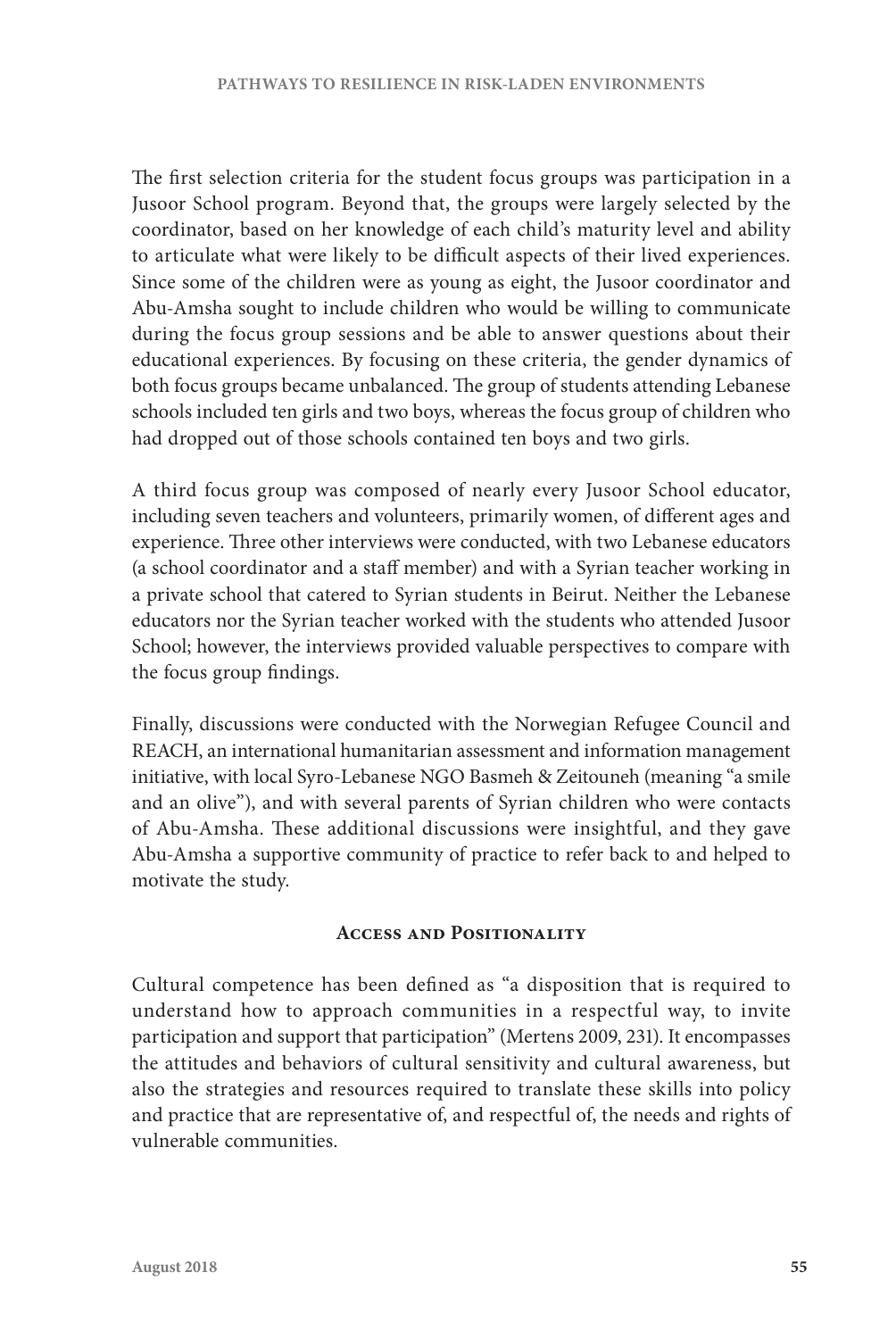The first selection criteria for the student focus groups was participation in a Jusoor School program. Beyond that, the groups were largely selected by the coordinator, based on her knowledge of each child's maturity level and ability to articulate what were likely to be difficult aspects of their lived experiences. Since some of the children were as young as eight, the Jusoor coordinator and Abu-Amsha sought to include children who would be willing to communicate during the focus group sessions and be able to answer questions about their educational experiences. By focusing on these criteria, the gender dynamics of both focus groups became unbalanced. The group of students attending Lebanese schools included ten girls and two boys, whereas the focus group of children who had dropped out of those schools contained ten boys and two girls.

A third focus group was composed of nearly every Jusoor School educator, including seven teachers and volunteers, primarily women, of different ages and experience. Three other interviews were conducted, with two Lebanese educators (a school coordinator and a staff member) and with a Syrian teacher working in a private school that catered to Syrian students in Beirut. Neither the Lebanese educators nor the Syrian teacher worked with the students who attended Jusoor School; however, the interviews provided valuable perspectives to compare with the focus group findings.

Finally, discussions were conducted with the Norwegian Refugee Council and REACH, an international humanitarian assessment and information management initiative, with local Syro-Lebanese NGO Basmeh & Zeitouneh (meaning "a smile and an olive"), and with several parents of Syrian children who were contacts of Abu-Amsha. These additional discussions were insightful, and they gave Abu-Amsha a supportive community of practice to refer back to and helped to motivate the study.

### Access and Positionality

Cultural competence has been defined as "a disposition that is required to understand how to approach communities in a respectful way, to invite participation and support that participation" (Mertens 2009, 231). It encompasses the attitudes and behaviors of cultural sensitivity and cultural awareness, but also the strategies and resources required to translate these skills into policy and practice that are representative of, and respectful of, the needs and rights of vulnerable communities.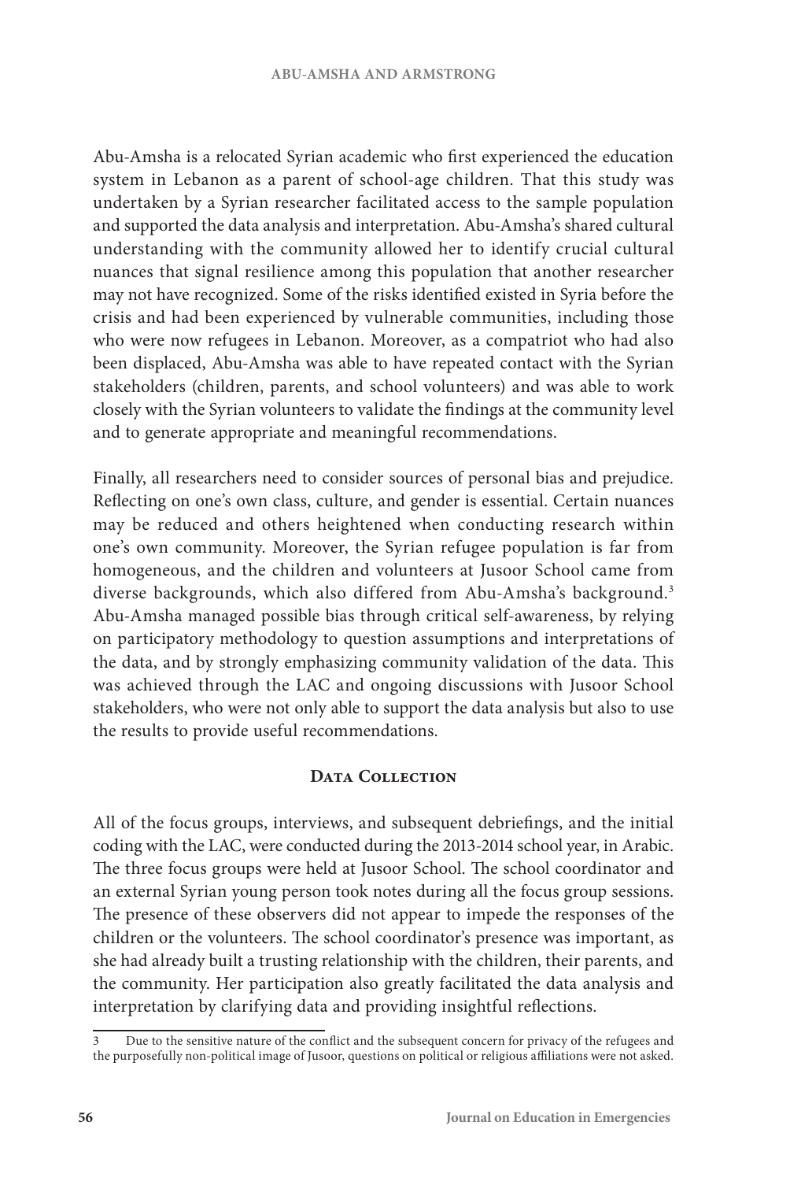Abu-Amsha is a relocated Syrian academic who first experienced the education system in Lebanon as a parent of school-age children. That this study was undertaken by a Syrian researcher facilitated access to the sample population and supported the data analysis and interpretation. Abu-Amsha's shared cultural understanding with the community allowed her to identify crucial cultural nuances that signal resilience among this population that another researcher may not have recognized. Some of the risks identified existed in Syria before the crisis and had been experienced by vulnerable communities, including those who were now refugees in Lebanon. Moreover, as a compatriot who had also been displaced, Abu-Amsha was able to have repeated contact with the Syrian stakeholders (children, parents, and school volunteers) and was able to work closely with the Syrian volunteers to validate the findings at the community level and to generate appropriate and meaningful recommendations.

Finally, all researchers need to consider sources of personal bias and prejudice. Reflecting on one's own class, culture, and gender is essential. Certain nuances may be reduced and others heightened when conducting research within one's own community. Moreover, the Syrian refugee population is far from homogeneous, and the children and volunteers at Jusoor School came from diverse backgrounds, which also differed from Abu-Amsha's background.[3] Abu-Amsha managed possible bias through critical self-awareness, by relying on participatory methodology to question assumptions and interpretations of the data, and by strongly emphasizing community validation of the data. This was achieved through the LAC and ongoing discussions with Jusoor School stakeholders, who were not only able to support the data analysis but also to use the results to provide useful recommendations.

## Data Collection

All of the focus groups, interviews, and subsequent debriefings, and the initial coding with the LAC, were conducted during the 2013-2014 school year, in Arabic. The three focus groups were held at Jusoor School. The school coordinator and an external Syrian young person took notes during all the focus group sessions. The presence of these observers did not appear to impede the responses of the children or the volunteers. The school coordinator's presence was important, as she had already built a trusting relationship with the children, their parents, and the community. Her participation also greatly facilitated the data analysis and interpretation by clarifying data and providing insightful reflections.

---

[3] Due to the sensitive nature of the conflict and the subsequent concern for privacy of the refugees and the purposefully non-political image of Jusoor, questions on political or religious affiliations were not asked.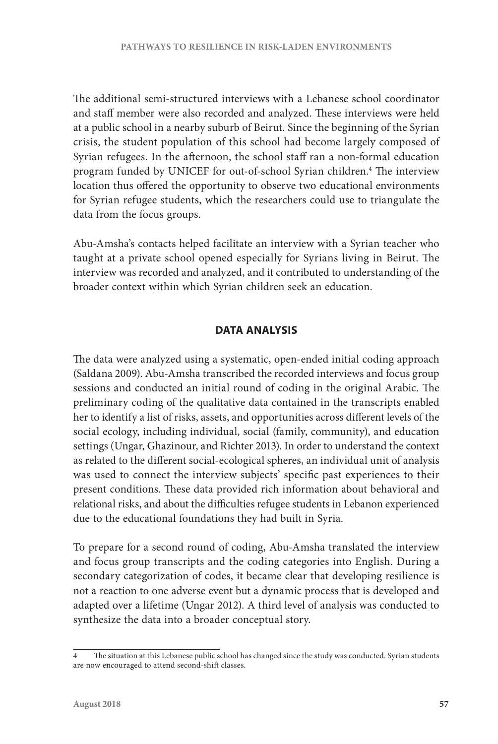The additional semi-structured interviews with a Lebanese school coordinator and staff member were also recorded and analyzed. These interviews were held at a public school in a nearby suburb of Beirut. Since the beginning of the Syrian crisis, the student population of this school had become largely composed of Syrian refugees. In the afternoon, the school staff ran a non-formal education program funded by UNICEF for out-of-school Syrian children.[4] The interview location thus offered the opportunity to observe two educational environments for Syrian refugee students, which the researchers could use to triangulate the data from the focus groups.

Abu-Amsha's contacts helped facilitate an interview with a Syrian teacher who taught at a private school opened especially for Syrians living in Beirut. The interview was recorded and analyzed, and it contributed to understanding of the broader context within which Syrian children seek an education.

## DATA ANALYSIS

The data were analyzed using a systematic, open-ended initial coding approach (Saldana 2009). Abu-Amsha transcribed the recorded interviews and focus group sessions and conducted an initial round of coding in the original Arabic. The preliminary coding of the qualitative data contained in the transcripts enabled her to identify a list of risks, assets, and opportunities across different levels of the social ecology, including individual, social (family, community), and education settings (Ungar, Ghazinour, and Richter 2013). In order to understand the context as related to the different social-ecological spheres, an individual unit of analysis was used to connect the interview subjects' specific past experiences to their present conditions. These data provided rich information about behavioral and relational risks, and about the difficulties refugee students in Lebanon experienced due to the educational foundations they had built in Syria.

To prepare for a second round of coding, Abu-Amsha translated the interview and focus group transcripts and the coding categories into English. During a secondary categorization of codes, it became clear that developing resilience is not a reaction to one adverse event but a dynamic process that is developed and adapted over a lifetime (Ungar 2012). A third level of analysis was conducted to synthesize the data into a broader conceptual story.

[4] The situation at this Lebanese public school has changed since the study was conducted. Syrian students are now encouraged to attend second-shift classes.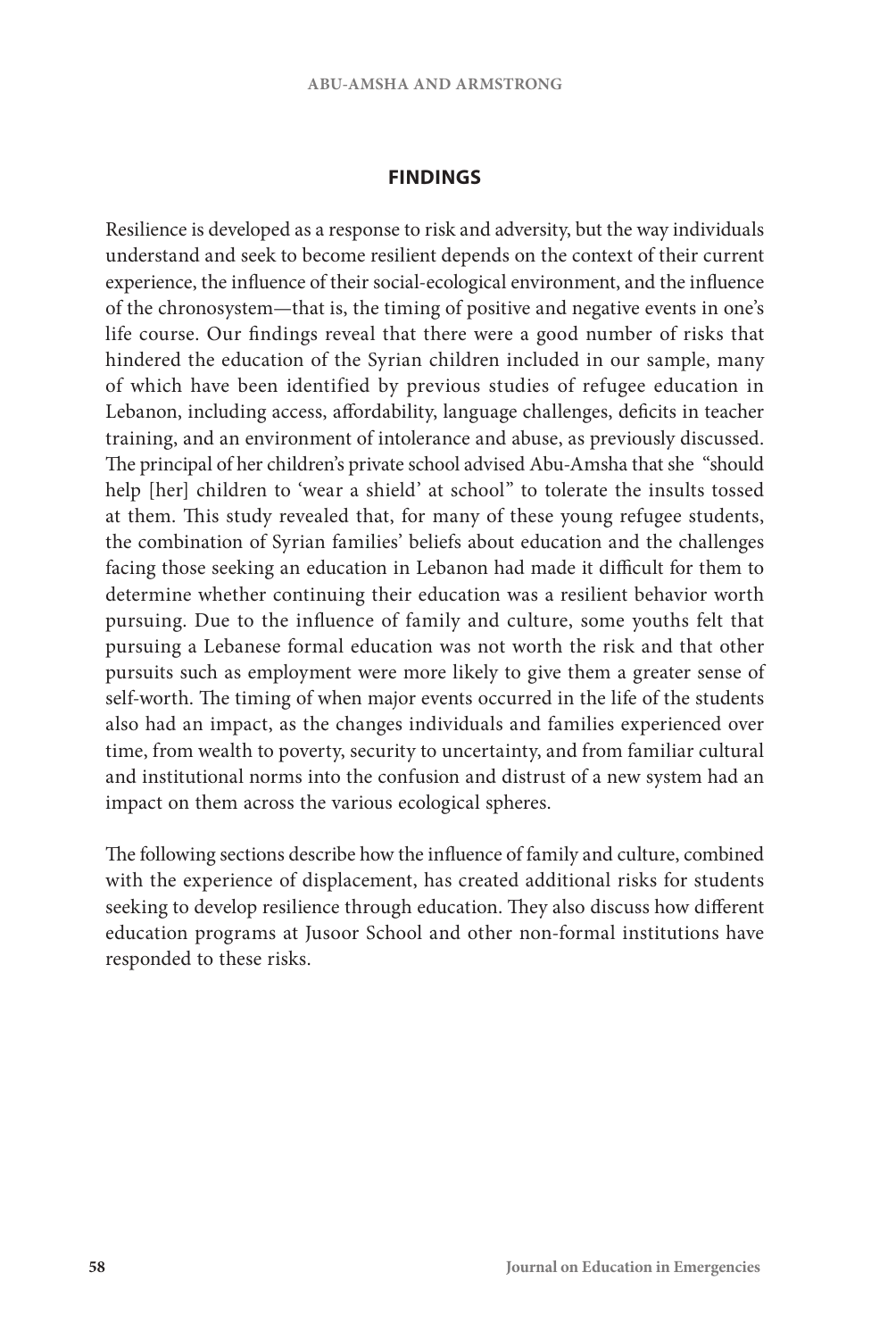## FINDINGS

Resilience is developed as a response to risk and adversity, but the way individuals understand and seek to become resilient depends on the context of their current experience, the influence of their social-ecological environment, and the influence of the chronosystem—that is, the timing of positive and negative events in one's life course. Our findings reveal that there were a good number of risks that hindered the education of the Syrian children included in our sample, many of which have been identified by previous studies of refugee education in Lebanon, including access, affordability, language challenges, deficits in teacher training, and an environment of intolerance and abuse, as previously discussed. The principal of her children's private school advised Abu-Amsha that she "should help [her] children to 'wear a shield' at school" to tolerate the insults tossed at them. This study revealed that, for many of these young refugee students, the combination of Syrian families' beliefs about education and the challenges facing those seeking an education in Lebanon had made it difficult for them to determine whether continuing their education was a resilient behavior worth pursuing. Due to the influence of family and culture, some youths felt that pursuing a Lebanese formal education was not worth the risk and that other pursuits such as employment were more likely to give them a greater sense of self-worth. The timing of when major events occurred in the life of the students also had an impact, as the changes individuals and families experienced over time, from wealth to poverty, security to uncertainty, and from familiar cultural and institutional norms into the confusion and distrust of a new system had an impact on them across the various ecological spheres.

The following sections describe how the influence of family and culture, combined with the experience of displacement, has created additional risks for students seeking to develop resilience through education. They also discuss how different education programs at Jusoor School and other non-formal institutions have responded to these risks.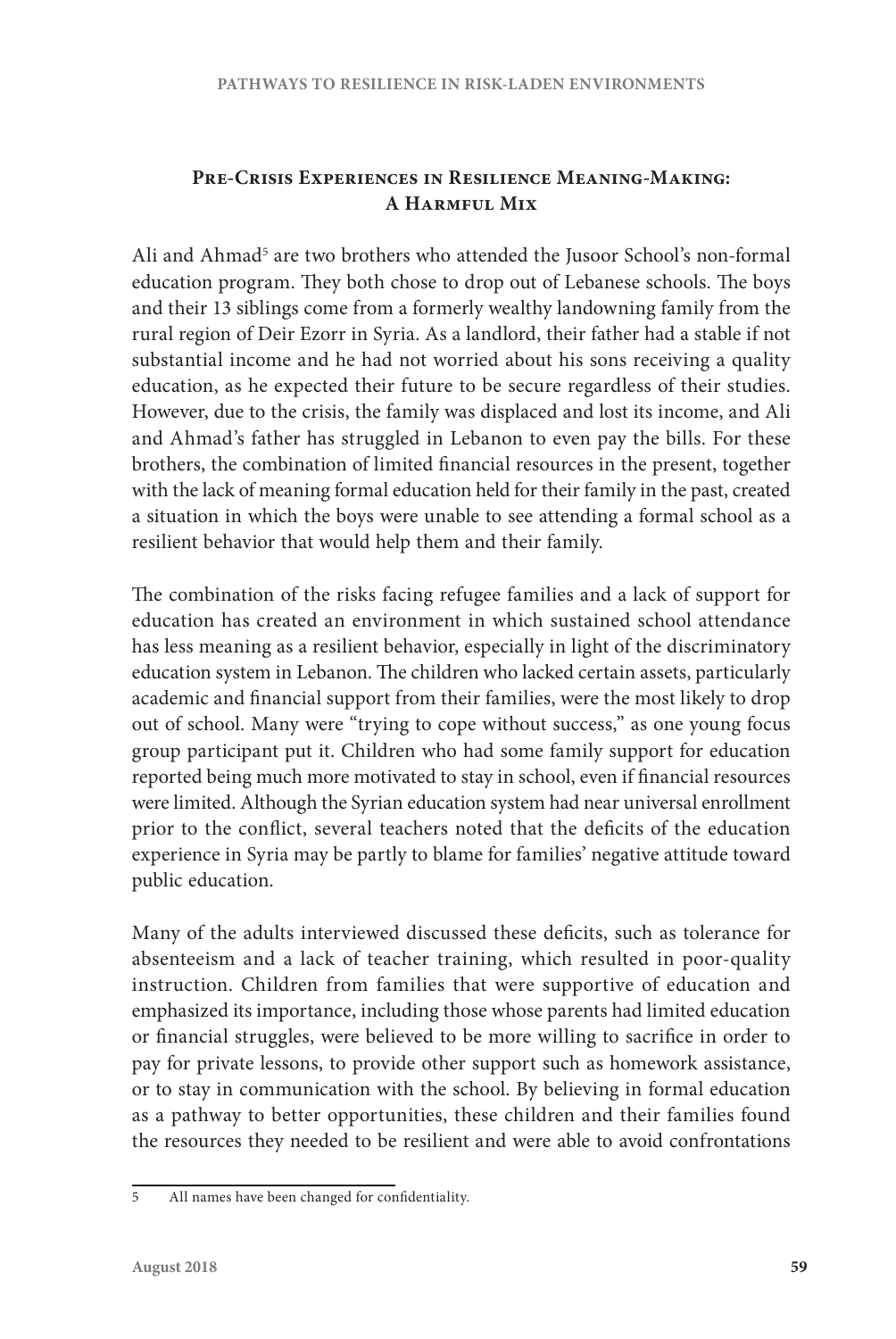## Pre-Crisis Experiences in Resilience Meaning-Making: A Harmful Mix

Ali and Ahmad[5] are two brothers who attended the Jusoor School's non-formal education program. They both chose to drop out of Lebanese schools. The boys and their 13 siblings come from a formerly wealthy landowning family from the rural region of Deir Ezorr in Syria. As a landlord, their father had a stable if not substantial income and he had not worried about his sons receiving a quality education, as he expected their future to be secure regardless of their studies. However, due to the crisis, the family was displaced and lost its income, and Ali and Ahmad's father has struggled in Lebanon to even pay the bills. For these brothers, the combination of limited financial resources in the present, together with the lack of meaning formal education held for their family in the past, created a situation in which the boys were unable to see attending a formal school as a resilient behavior that would help them and their family.

The combination of the risks facing refugee families and a lack of support for education has created an environment in which sustained school attendance has less meaning as a resilient behavior, especially in light of the discriminatory education system in Lebanon. The children who lacked certain assets, particularly academic and financial support from their families, were the most likely to drop out of school. Many were "trying to cope without success," as one young focus group participant put it. Children who had some family support for education reported being much more motivated to stay in school, even if financial resources were limited. Although the Syrian education system had near universal enrollment prior to the conflict, several teachers noted that the deficits of the education experience in Syria may be partly to blame for families' negative attitude toward public education.

Many of the adults interviewed discussed these deficits, such as tolerance for absenteeism and a lack of teacher training, which resulted in poor-quality instruction. Children from families that were supportive of education and emphasized its importance, including those whose parents had limited education or financial struggles, were believed to be more willing to sacrifice in order to pay for private lessons, to provide other support such as homework assistance, or to stay in communication with the school. By believing in formal education as a pathway to better opportunities, these children and their families found the resources they needed to be resilient and were able to avoid confrontations

---

5 All names have been changed for confidentiality.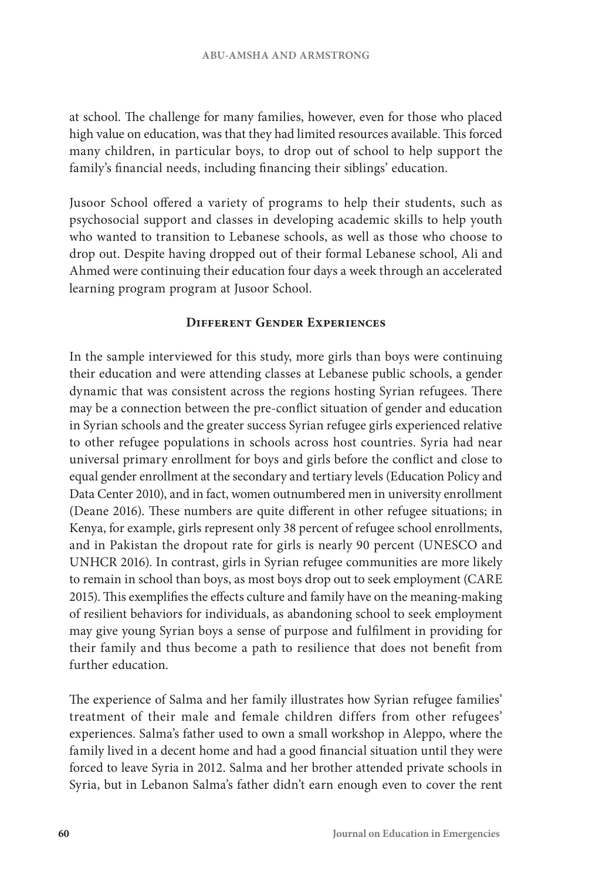at school. The challenge for many families, however, even for those who placed high value on education, was that they had limited resources available. This forced many children, in particular boys, to drop out of school to help support the family's financial needs, including financing their siblings' education.

Jusoor School offered a variety of programs to help their students, such as psychosocial support and classes in developing academic skills to help youth who wanted to transition to Lebanese schools, as well as those who choose to drop out. Despite having dropped out of their formal Lebanese school, Ali and Ahmed were continuing their education four days a week through an accelerated learning program program at Jusoor School.

## Different Gender Experiences

In the sample interviewed for this study, more girls than boys were continuing their education and were attending classes at Lebanese public schools, a gender dynamic that was consistent across the regions hosting Syrian refugees. There may be a connection between the pre-conflict situation of gender and education in Syrian schools and the greater success Syrian refugee girls experienced relative to other refugee populations in schools across host countries. Syria had near universal primary enrollment for boys and girls before the conflict and close to equal gender enrollment at the secondary and tertiary levels (Education Policy and Data Center 2010), and in fact, women outnumbered men in university enrollment (Deane 2016). These numbers are quite different in other refugee situations; in Kenya, for example, girls represent only 38 percent of refugee school enrollments, and in Pakistan the dropout rate for girls is nearly 90 percent (UNESCO and UNHCR 2016). In contrast, girls in Syrian refugee communities are more likely to remain in school than boys, as most boys drop out to seek employment (CARE 2015). This exemplifies the effects culture and family have on the meaning-making of resilient behaviors for individuals, as abandoning school to seek employment may give young Syrian boys a sense of purpose and fulfilment in providing for their family and thus become a path to resilience that does not benefit from further education.

The experience of Salma and her family illustrates how Syrian refugee families' treatment of their male and female children differs from other refugees' experiences. Salma's father used to own a small workshop in Aleppo, where the family lived in a decent home and had a good financial situation until they were forced to leave Syria in 2012. Salma and her brother attended private schools in Syria, but in Lebanon Salma's father didn't earn enough even to cover the rent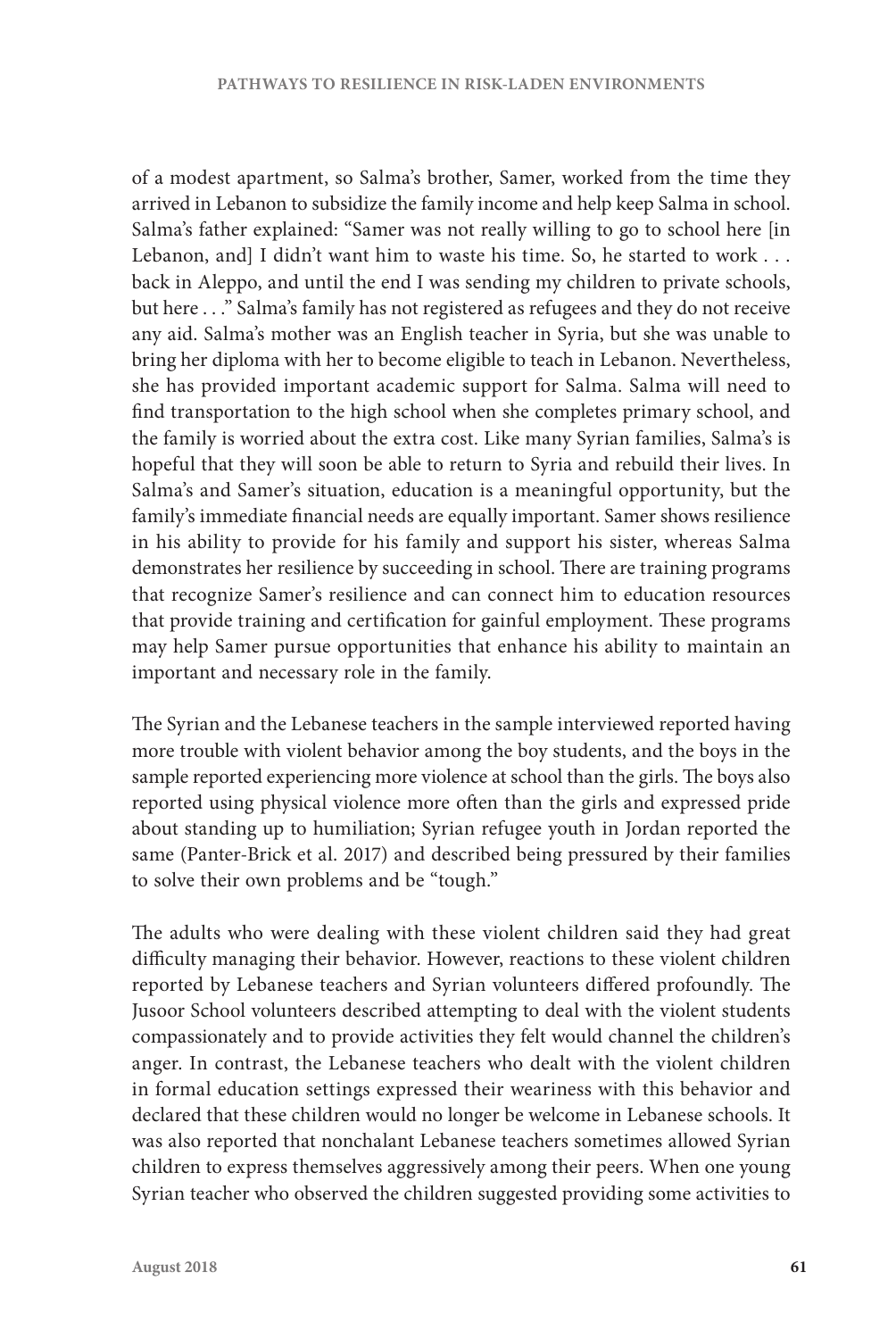of a modest apartment, so Salma's brother, Samer, worked from the time they arrived in Lebanon to subsidize the family income and help keep Salma in school. Salma's father explained: "Samer was not really willing to go to school here [in Lebanon, and] I didn't want him to waste his time. So, he started to work . . . back in Aleppo, and until the end I was sending my children to private schools, but here . . ." Salma's family has not registered as refugees and they do not receive any aid. Salma's mother was an English teacher in Syria, but she was unable to bring her diploma with her to become eligible to teach in Lebanon. Nevertheless, she has provided important academic support for Salma. Salma will need to find transportation to the high school when she completes primary school, and the family is worried about the extra cost. Like many Syrian families, Salma's is hopeful that they will soon be able to return to Syria and rebuild their lives. In Salma's and Samer's situation, education is a meaningful opportunity, but the family's immediate financial needs are equally important. Samer shows resilience in his ability to provide for his family and support his sister, whereas Salma demonstrates her resilience by succeeding in school. There are training programs that recognize Samer's resilience and can connect him to education resources that provide training and certification for gainful employment. These programs may help Samer pursue opportunities that enhance his ability to maintain an important and necessary role in the family.

The Syrian and the Lebanese teachers in the sample interviewed reported having more trouble with violent behavior among the boy students, and the boys in the sample reported experiencing more violence at school than the girls. The boys also reported using physical violence more often than the girls and expressed pride about standing up to humiliation; Syrian refugee youth in Jordan reported the same (Panter-Brick et al. 2017) and described being pressured by their families to solve their own problems and be "tough."

The adults who were dealing with these violent children said they had great difficulty managing their behavior. However, reactions to these violent children reported by Lebanese teachers and Syrian volunteers differed profoundly. The Jusoor School volunteers described attempting to deal with the violent students compassionately and to provide activities they felt would channel the children's anger. In contrast, the Lebanese teachers who dealt with the violent children in formal education settings expressed their weariness with this behavior and declared that these children would no longer be welcome in Lebanese schools. It was also reported that nonchalant Lebanese teachers sometimes allowed Syrian children to express themselves aggressively among their peers. When one young Syrian teacher who observed the children suggested providing some activities to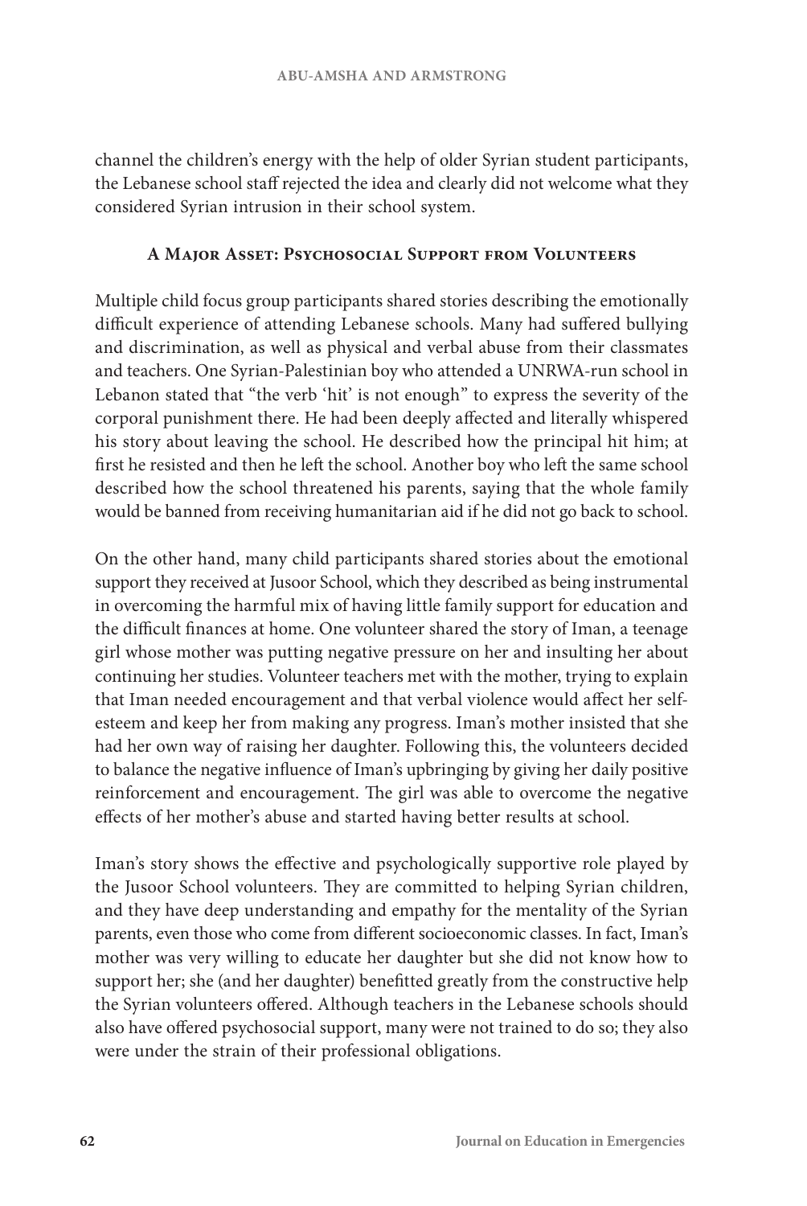channel the children's energy with the help of older Syrian student participants, the Lebanese school staff rejected the idea and clearly did not welcome what they considered Syrian intrusion in their school system.

### A Major Asset: Psychosocial Support from Volunteers

Multiple child focus group participants shared stories describing the emotionally difficult experience of attending Lebanese schools. Many had suffered bullying and discrimination, as well as physical and verbal abuse from their classmates and teachers. One Syrian-Palestinian boy who attended a UNRWA-run school in Lebanon stated that "the verb 'hit' is not enough" to express the severity of the corporal punishment there. He had been deeply affected and literally whispered his story about leaving the school. He described how the principal hit him; at first he resisted and then he left the school. Another boy who left the same school described how the school threatened his parents, saying that the whole family would be banned from receiving humanitarian aid if he did not go back to school.

On the other hand, many child participants shared stories about the emotional support they received at Jusoor School, which they described as being instrumental in overcoming the harmful mix of having little family support for education and the difficult finances at home. One volunteer shared the story of Iman, a teenage girl whose mother was putting negative pressure on her and insulting her about continuing her studies. Volunteer teachers met with the mother, trying to explain that Iman needed encouragement and that verbal violence would affect her self-esteem and keep her from making any progress. Iman's mother insisted that she had her own way of raising her daughter. Following this, the volunteers decided to balance the negative influence of Iman's upbringing by giving her daily positive reinforcement and encouragement. The girl was able to overcome the negative effects of her mother's abuse and started having better results at school.

Iman's story shows the effective and psychologically supportive role played by the Jusoor School volunteers. They are committed to helping Syrian children, and they have deep understanding and empathy for the mentality of the Syrian parents, even those who come from different socioeconomic classes. In fact, Iman's mother was very willing to educate her daughter but she did not know how to support her; she (and her daughter) benefitted greatly from the constructive help the Syrian volunteers offered. Although teachers in the Lebanese schools should also have offered psychosocial support, many were not trained to do so; they also were under the strain of their professional obligations.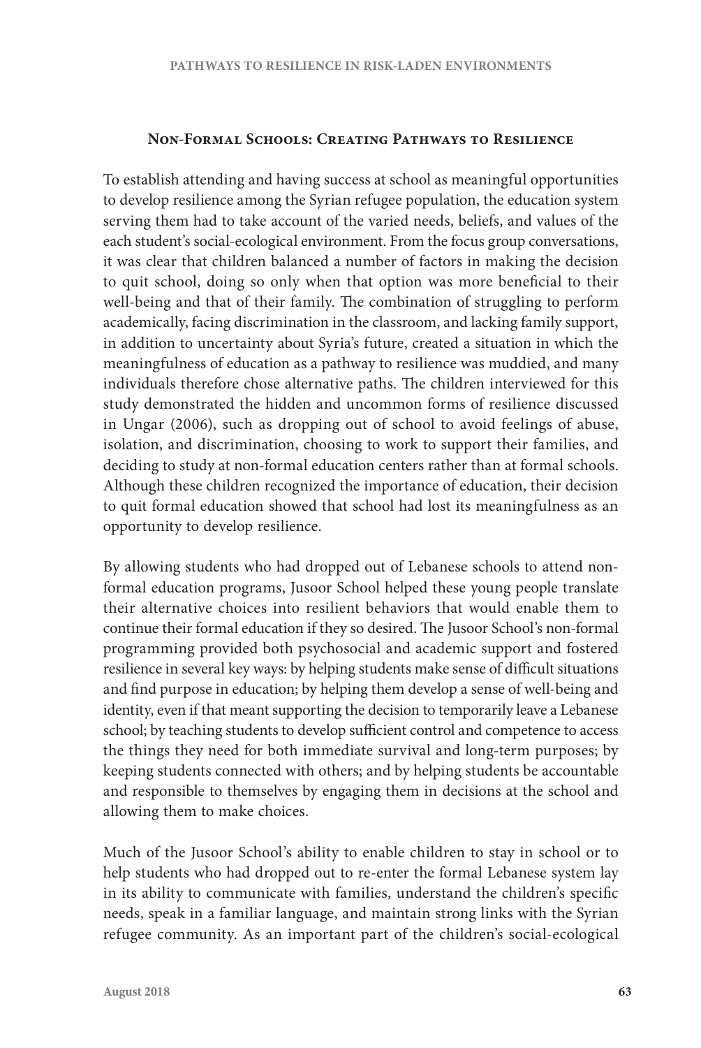## Non-Formal Schools: Creating Pathways to Resilience

To establish attending and having success at school as meaningful opportunities to develop resilience among the Syrian refugee population, the education system serving them had to take account of the varied needs, beliefs, and values of the each student's social-ecological environment. From the focus group conversations, it was clear that children balanced a number of factors in making the decision to quit school, doing so only when that option was more beneficial to their well-being and that of their family. The combination of struggling to perform academically, facing discrimination in the classroom, and lacking family support, in addition to uncertainty about Syria's future, created a situation in which the meaningfulness of education as a pathway to resilience was muddied, and many individuals therefore chose alternative paths. The children interviewed for this study demonstrated the hidden and uncommon forms of resilience discussed in Ungar (2006), such as dropping out of school to avoid feelings of abuse, isolation, and discrimination, choosing to work to support their families, and deciding to study at non-formal education centers rather than at formal schools. Although these children recognized the importance of education, their decision to quit formal education showed that school had lost its meaningfulness as an opportunity to develop resilience.

By allowing students who had dropped out of Lebanese schools to attend non-formal education programs, Jusoor School helped these young people translate their alternative choices into resilient behaviors that would enable them to continue their formal education if they so desired. The Jusoor School's non-formal programming provided both psychosocial and academic support and fostered resilience in several key ways: by helping students make sense of difficult situations and find purpose in education; by helping them develop a sense of well-being and identity, even if that meant supporting the decision to temporarily leave a Lebanese school; by teaching students to develop sufficient control and competence to access the things they need for both immediate survival and long-term purposes; by keeping students connected with others; and by helping students be accountable and responsible to themselves by engaging them in decisions at the school and allowing them to make choices.

Much of the Jusoor School's ability to enable children to stay in school or to help students who had dropped out to re-enter the formal Lebanese system lay in its ability to communicate with families, understand the children's specific needs, speak in a familiar language, and maintain strong links with the Syrian refugee community. As an important part of the children's social-ecological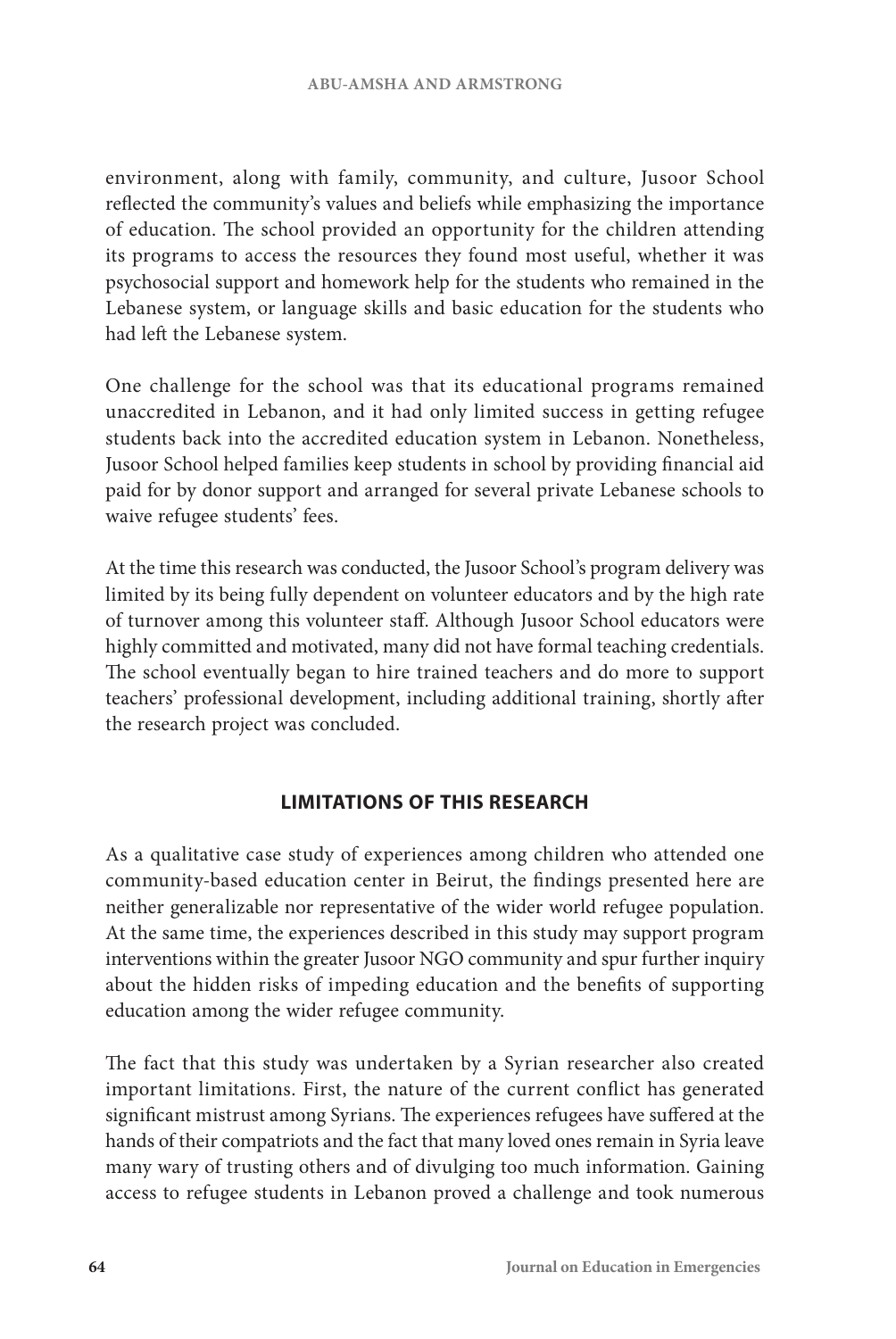environment, along with family, community, and culture, Jusoor School reflected the community's values and beliefs while emphasizing the importance of education. The school provided an opportunity for the children attending its programs to access the resources they found most useful, whether it was psychosocial support and homework help for the students who remained in the Lebanese system, or language skills and basic education for the students who had left the Lebanese system.

One challenge for the school was that its educational programs remained unaccredited in Lebanon, and it had only limited success in getting refugee students back into the accredited education system in Lebanon. Nonetheless, Jusoor School helped families keep students in school by providing financial aid paid for by donor support and arranged for several private Lebanese schools to waive refugee students' fees.

At the time this research was conducted, the Jusoor School's program delivery was limited by its being fully dependent on volunteer educators and by the high rate of turnover among this volunteer staff. Although Jusoor School educators were highly committed and motivated, many did not have formal teaching credentials. The school eventually began to hire trained teachers and do more to support teachers' professional development, including additional training, shortly after the research project was concluded.

## LIMITATIONS OF THIS RESEARCH

As a qualitative case study of experiences among children who attended one community-based education center in Beirut, the findings presented here are neither generalizable nor representative of the wider world refugee population. At the same time, the experiences described in this study may support program interventions within the greater Jusoor NGO community and spur further inquiry about the hidden risks of impeding education and the benefits of supporting education among the wider refugee community.

The fact that this study was undertaken by a Syrian researcher also created important limitations. First, the nature of the current conflict has generated significant mistrust among Syrians. The experiences refugees have suffered at the hands of their compatriots and the fact that many loved ones remain in Syria leave many wary of trusting others and of divulging too much information. Gaining access to refugee students in Lebanon proved a challenge and took numerous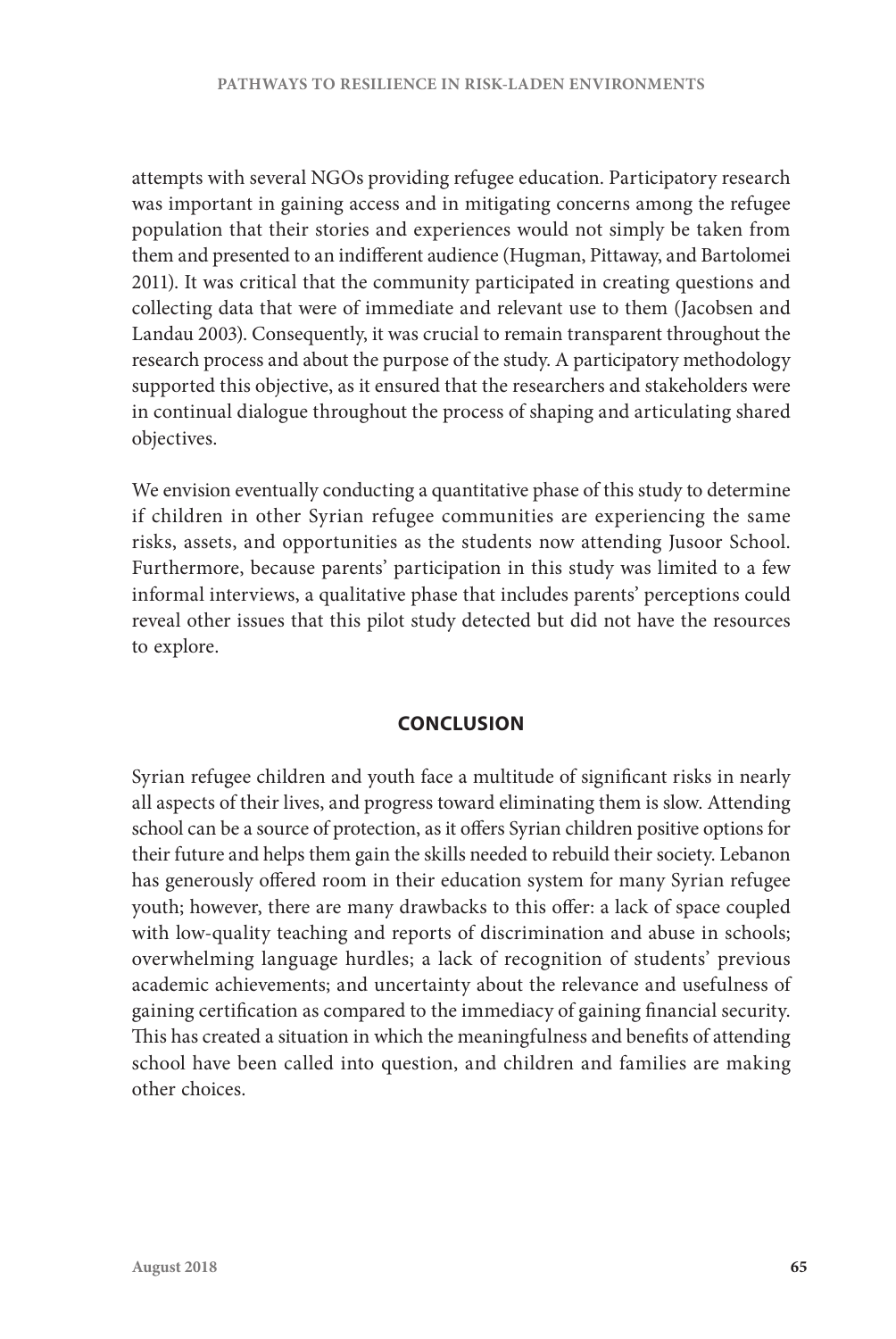attempts with several NGOs providing refugee education. Participatory research was important in gaining access and in mitigating concerns among the refugee population that their stories and experiences would not simply be taken from them and presented to an indifferent audience (Hugman, Pittaway, and Bartolomei 2011). It was critical that the community participated in creating questions and collecting data that were of immediate and relevant use to them (Jacobsen and Landau 2003). Consequently, it was crucial to remain transparent throughout the research process and about the purpose of the study. A participatory methodology supported this objective, as it ensured that the researchers and stakeholders were in continual dialogue throughout the process of shaping and articulating shared objectives.

We envision eventually conducting a quantitative phase of this study to determine if children in other Syrian refugee communities are experiencing the same risks, assets, and opportunities as the students now attending Jusoor School. Furthermore, because parents' participation in this study was limited to a few informal interviews, a qualitative phase that includes parents' perceptions could reveal other issues that this pilot study detected but did not have the resources to explore.

## CONCLUSION

Syrian refugee children and youth face a multitude of significant risks in nearly all aspects of their lives, and progress toward eliminating them is slow. Attending school can be a source of protection, as it offers Syrian children positive options for their future and helps them gain the skills needed to rebuild their society. Lebanon has generously offered room in their education system for many Syrian refugee youth; however, there are many drawbacks to this offer: a lack of space coupled with low-quality teaching and reports of discrimination and abuse in schools; overwhelming language hurdles; a lack of recognition of students' previous academic achievements; and uncertainty about the relevance and usefulness of gaining certification as compared to the immediacy of gaining financial security. This has created a situation in which the meaningfulness and benefits of attending school have been called into question, and children and families are making other choices.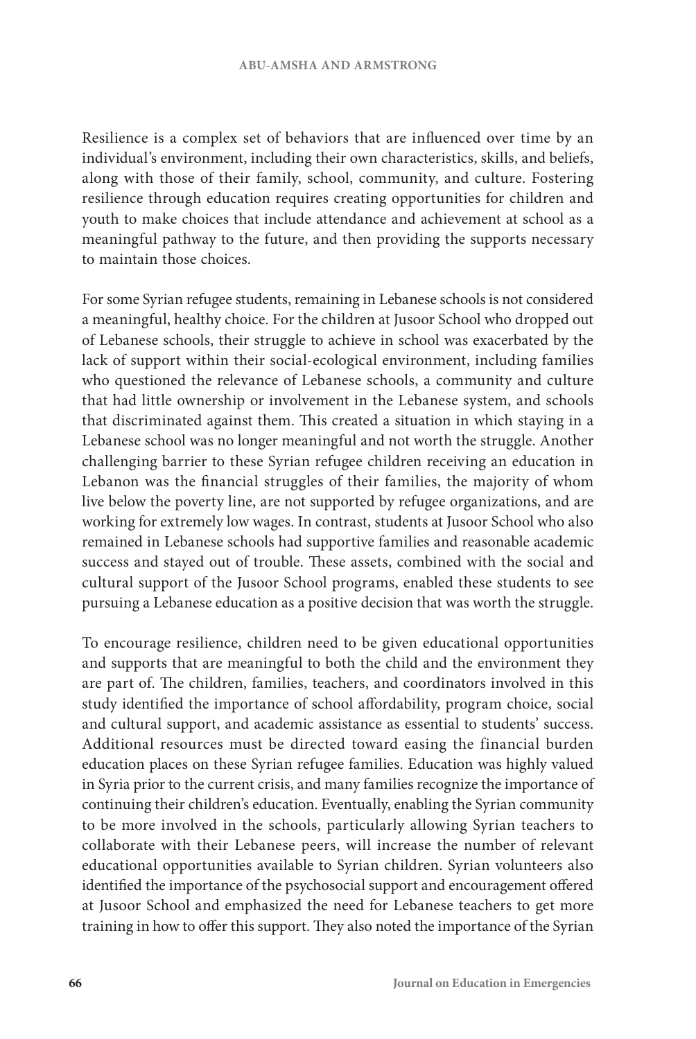Resilience is a complex set of behaviors that are influenced over time by an individual's environment, including their own characteristics, skills, and beliefs, along with those of their family, school, community, and culture. Fostering resilience through education requires creating opportunities for children and youth to make choices that include attendance and achievement at school as a meaningful pathway to the future, and then providing the supports necessary to maintain those choices.

For some Syrian refugee students, remaining in Lebanese schools is not considered a meaningful, healthy choice. For the children at Jusoor School who dropped out of Lebanese schools, their struggle to achieve in school was exacerbated by the lack of support within their social-ecological environment, including families who questioned the relevance of Lebanese schools, a community and culture that had little ownership or involvement in the Lebanese system, and schools that discriminated against them. This created a situation in which staying in a Lebanese school was no longer meaningful and not worth the struggle. Another challenging barrier to these Syrian refugee children receiving an education in Lebanon was the financial struggles of their families, the majority of whom live below the poverty line, are not supported by refugee organizations, and are working for extremely low wages. In contrast, students at Jusoor School who also remained in Lebanese schools had supportive families and reasonable academic success and stayed out of trouble. These assets, combined with the social and cultural support of the Jusoor School programs, enabled these students to see pursuing a Lebanese education as a positive decision that was worth the struggle.

To encourage resilience, children need to be given educational opportunities and supports that are meaningful to both the child and the environment they are part of. The children, families, teachers, and coordinators involved in this study identified the importance of school affordability, program choice, social and cultural support, and academic assistance as essential to students' success. Additional resources must be directed toward easing the financial burden education places on these Syrian refugee families. Education was highly valued in Syria prior to the current crisis, and many families recognize the importance of continuing their children's education. Eventually, enabling the Syrian community to be more involved in the schools, particularly allowing Syrian teachers to collaborate with their Lebanese peers, will increase the number of relevant educational opportunities available to Syrian children. Syrian volunteers also identified the importance of the psychosocial support and encouragement offered at Jusoor School and emphasized the need for Lebanese teachers to get more training in how to offer this support. They also noted the importance of the Syrian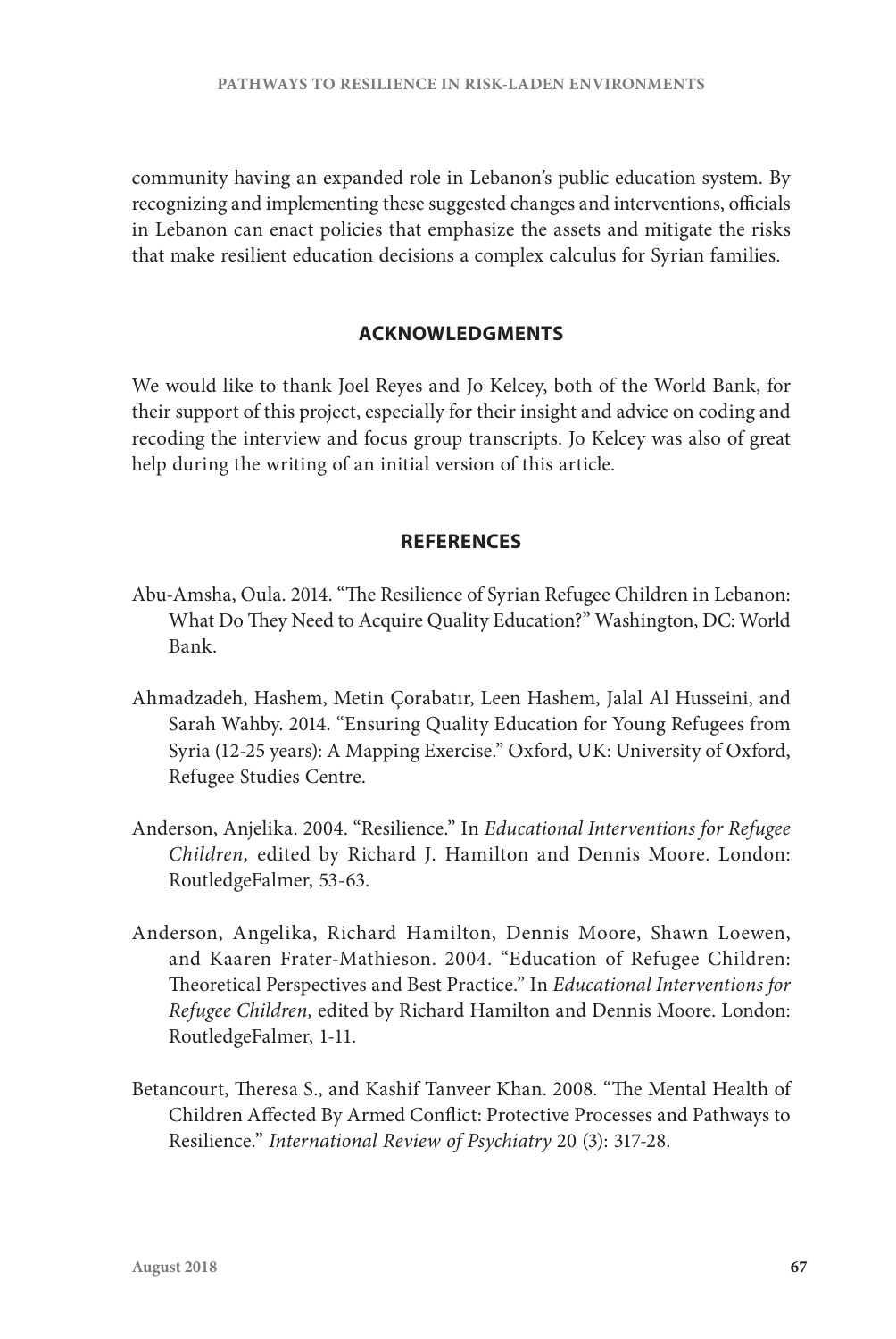community having an expanded role in Lebanon's public education system. By recognizing and implementing these suggested changes and interventions, officials in Lebanon can enact policies that emphasize the assets and mitigate the risks that make resilient education decisions a complex calculus for Syrian families.

## ACKNOWLEDGMENTS

We would like to thank Joel Reyes and Jo Kelcey, both of the World Bank, for their support of this project, especially for their insight and advice on coding and recoding the interview and focus group transcripts. Jo Kelcey was also of great help during the writing of an initial version of this article.

## REFERENCES

Abu-Amsha, Oula. 2014. "The Resilience of Syrian Refugee Children in Lebanon: What Do They Need to Acquire Quality Education?" Washington, DC: World Bank.

Ahmadzadeh, Hashem, Metin Çorabatır, Leen Hashem, Jalal Al Husseini, and Sarah Wahby. 2014. "Ensuring Quality Education for Young Refugees from Syria (12-25 years): A Mapping Exercise." Oxford, UK: University of Oxford, Refugee Studies Centre.

Anderson, Anjelika. 2004. "Resilience." In *Educational Interventions for Refugee Children,* edited by Richard J. Hamilton and Dennis Moore. London: RoutledgeFalmer, 53-63.

Anderson, Angelika, Richard Hamilton, Dennis Moore, Shawn Loewen, and Kaaren Frater-Mathieson. 2004. "Education of Refugee Children: Theoretical Perspectives and Best Practice." In *Educational Interventions for Refugee Children,* edited by Richard Hamilton and Dennis Moore. London: RoutledgeFalmer, 1-11.

Betancourt, Theresa S., and Kashif Tanveer Khan. 2008. "The Mental Health of Children Affected By Armed Conflict: Protective Processes and Pathways to Resilience." *International Review of Psychiatry* 20 (3): 317-28.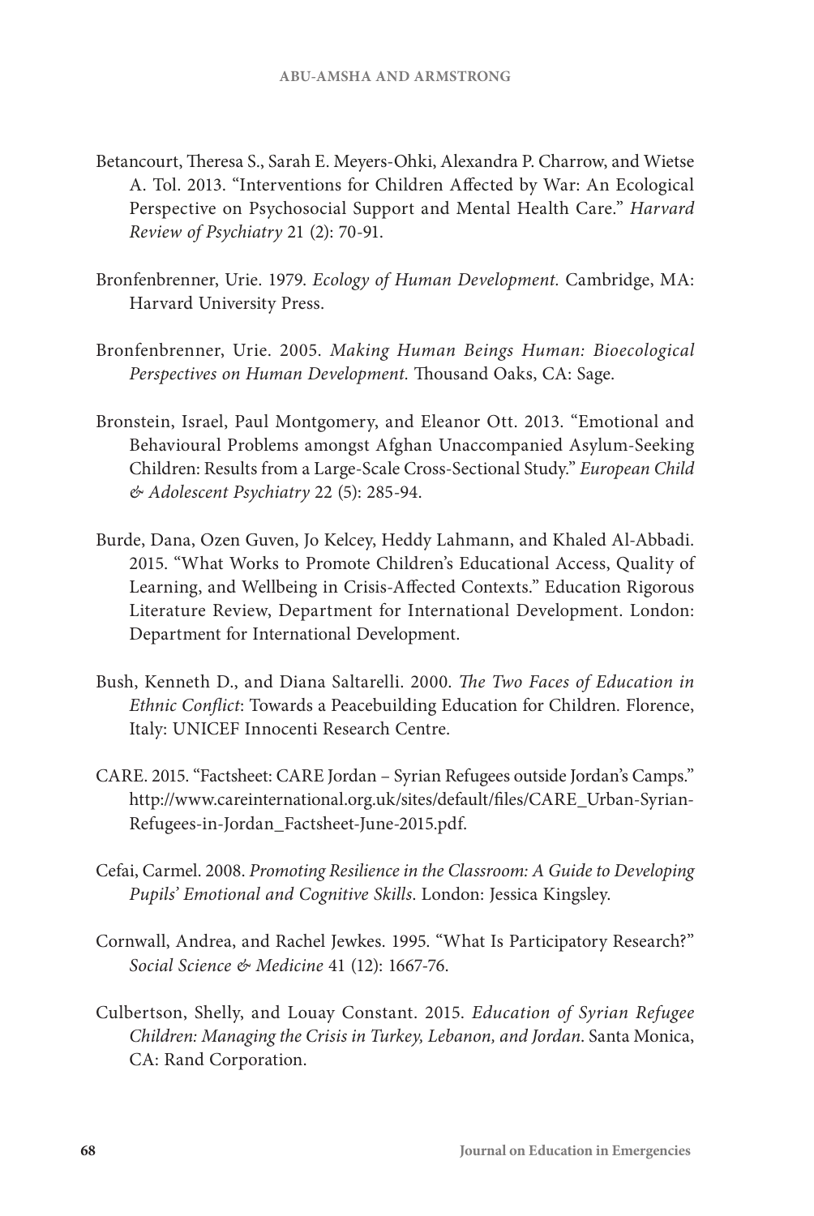Betancourt, Theresa S., Sarah E. Meyers-Ohki, Alexandra P. Charrow, and Wietse A. Tol. 2013. "Interventions for Children Affected by War: An Ecological Perspective on Psychosocial Support and Mental Health Care." *Harvard Review of Psychiatry* 21 (2): 70-91.

Bronfenbrenner, Urie. 1979. *Ecology of Human Development.* Cambridge, MA: Harvard University Press.

Bronfenbrenner, Urie. 2005. *Making Human Beings Human: Bioecological Perspectives on Human Development.* Thousand Oaks, CA: Sage.

Bronstein, Israel, Paul Montgomery, and Eleanor Ott. 2013. "Emotional and Behavioural Problems amongst Afghan Unaccompanied Asylum-Seeking Children: Results from a Large-Scale Cross-Sectional Study." *European Child & Adolescent Psychiatry* 22 (5): 285-94.

Burde, Dana, Ozen Guven, Jo Kelcey, Heddy Lahmann, and Khaled Al-Abbadi. 2015. "What Works to Promote Children's Educational Access, Quality of Learning, and Wellbeing in Crisis-Affected Contexts." Education Rigorous Literature Review, Department for International Development. London: Department for International Development.

Bush, Kenneth D., and Diana Saltarelli. 2000. *The Two Faces of Education in Ethnic Conflict*: Towards a Peacebuilding Education for Children. Florence, Italy: UNICEF Innocenti Research Centre.

CARE. 2015. "Factsheet: CARE Jordan – Syrian Refugees outside Jordan's Camps." http://www.careinternational.org.uk/sites/default/files/CARE_Urban-Syrian-Refugees-in-Jordan_Factsheet-June-2015.pdf.

Cefai, Carmel. 2008. *Promoting Resilience in the Classroom: A Guide to Developing Pupils' Emotional and Cognitive Skills.* London: Jessica Kingsley.

Cornwall, Andrea, and Rachel Jewkes. 1995. "What Is Participatory Research?" *Social Science & Medicine* 41 (12): 1667-76.

Culbertson, Shelly, and Louay Constant. 2015. *Education of Syrian Refugee Children: Managing the Crisis in Turkey, Lebanon, and Jordan.* Santa Monica, CA: Rand Corporation.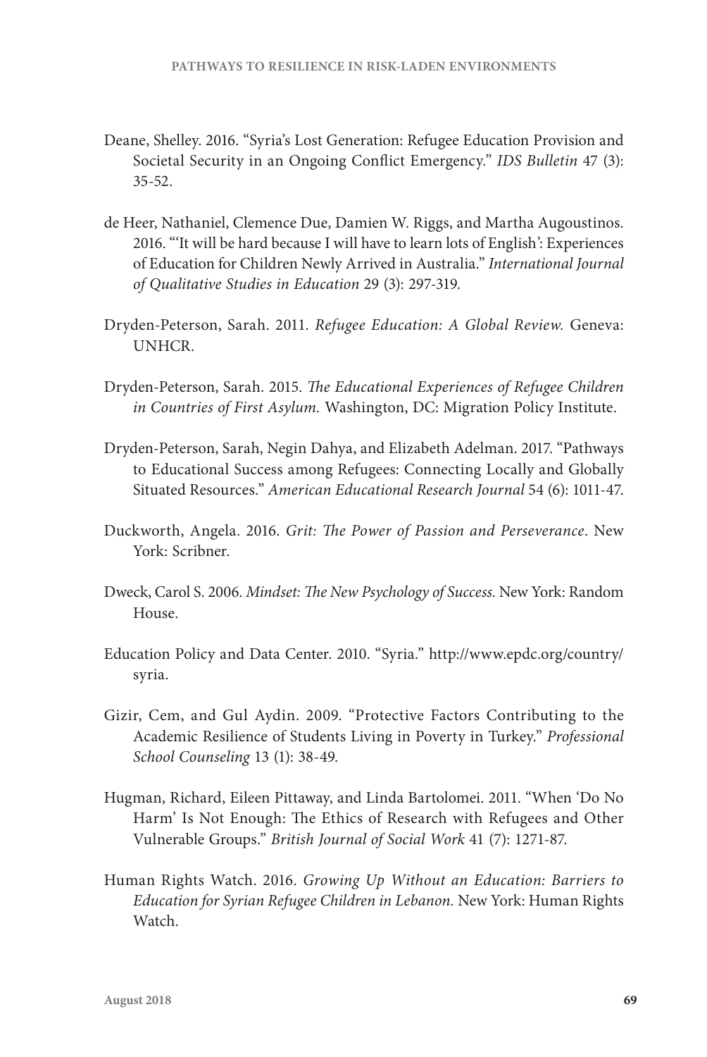Deane, Shelley. 2016. "Syria's Lost Generation: Refugee Education Provision and Societal Security in an Ongoing Conflict Emergency." *IDS Bulletin* 47 (3): 35-52.

de Heer, Nathaniel, Clemence Due, Damien W. Riggs, and Martha Augoustinos. 2016. "'It will be hard because I will have to learn lots of English': Experiences of Education for Children Newly Arrived in Australia." *International Journal of Qualitative Studies in Education* 29 (3): 297-319.

Dryden-Peterson, Sarah. 2011. *Refugee Education: A Global Review.* Geneva: UNHCR.

Dryden-Peterson, Sarah. 2015. *The Educational Experiences of Refugee Children in Countries of First Asylum.* Washington, DC: Migration Policy Institute.

Dryden-Peterson, Sarah, Negin Dahya, and Elizabeth Adelman. 2017. "Pathways to Educational Success among Refugees: Connecting Locally and Globally Situated Resources." *American Educational Research Journal* 54 (6): 1011-47.

Duckworth, Angela. 2016. *Grit: The Power of Passion and Perseverance*. New York: Scribner.

Dweck, Carol S. 2006. *Mindset: The New Psychology of Success*. New York: Random House.

Education Policy and Data Center. 2010. "Syria." http://www.epdc.org/country/syria.

Gizir, Cem, and Gul Aydin. 2009. "Protective Factors Contributing to the Academic Resilience of Students Living in Poverty in Turkey." *Professional School Counseling* 13 (1): 38-49.

Hugman, Richard, Eileen Pittaway, and Linda Bartolomei. 2011. "When 'Do No Harm' Is Not Enough: The Ethics of Research with Refugees and Other Vulnerable Groups." *British Journal of Social Work* 41 (7): 1271-87.

Human Rights Watch. 2016. *Growing Up Without an Education: Barriers to Education for Syrian Refugee Children in Lebanon.* New York: Human Rights Watch.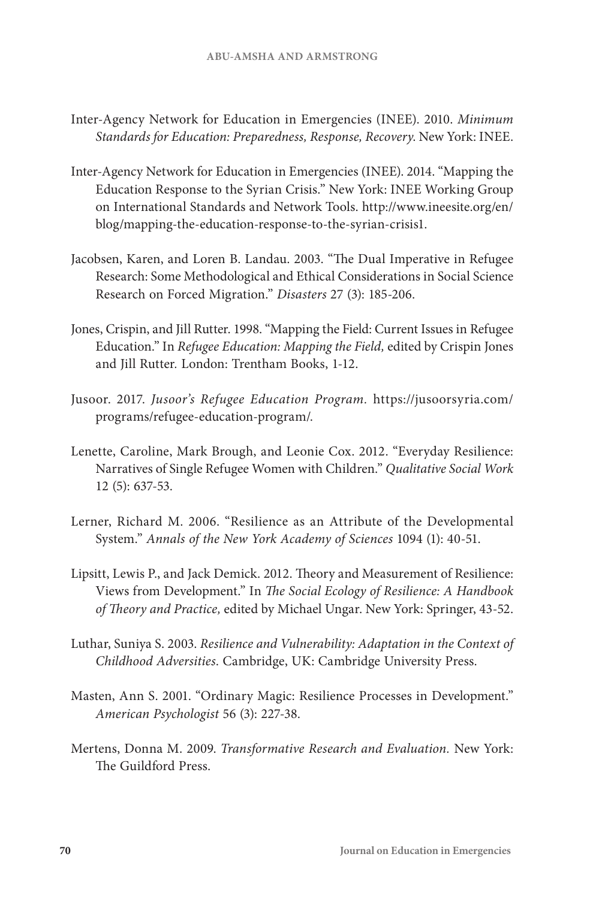Inter-Agency Network for Education in Emergencies (INEE). 2010. *Minimum Standards for Education: Preparedness, Response, Recovery*. New York: INEE.

Inter-Agency Network for Education in Emergencies (INEE). 2014. "Mapping the Education Response to the Syrian Crisis." New York: INEE Working Group on International Standards and Network Tools. http://www.ineesite.org/en/blog/mapping-the-education-response-to-the-syrian-crisis1.

Jacobsen, Karen, and Loren B. Landau. 2003. "The Dual Imperative in Refugee Research: Some Methodological and Ethical Considerations in Social Science Research on Forced Migration." *Disasters* 27 (3): 185-206.

Jones, Crispin, and Jill Rutter. 1998. "Mapping the Field: Current Issues in Refugee Education." In *Refugee Education: Mapping the Field,* edited by Crispin Jones and Jill Rutter. London: Trentham Books, 1-12.

Jusoor. 2017. *Jusoor's Refugee Education Program.* https://jusoorsyria.com/programs/refugee-education-program/.

Lenette, Caroline, Mark Brough, and Leonie Cox. 2012. "Everyday Resilience: Narratives of Single Refugee Women with Children." *Qualitative Social Work* 12 (5): 637-53.

Lerner, Richard M. 2006. "Resilience as an Attribute of the Developmental System." *Annals of the New York Academy of Sciences* 1094 (1): 40-51.

Lipsitt, Lewis P., and Jack Demick. 2012. Theory and Measurement of Resilience: Views from Development." In *The Social Ecology of Resilience: A Handbook of Theory and Practice,* edited by Michael Ungar. New York: Springer, 43-52.

Luthar, Suniya S. 2003. *Resilience and Vulnerability: Adaptation in the Context of Childhood Adversities*. Cambridge, UK: Cambridge University Press.

Masten, Ann S. 2001. "Ordinary Magic: Resilience Processes in Development." *American Psychologist* 56 (3): 227-38.

Mertens, Donna M. 2009. *Transformative Research and Evaluation.* New York: The Guildford Press.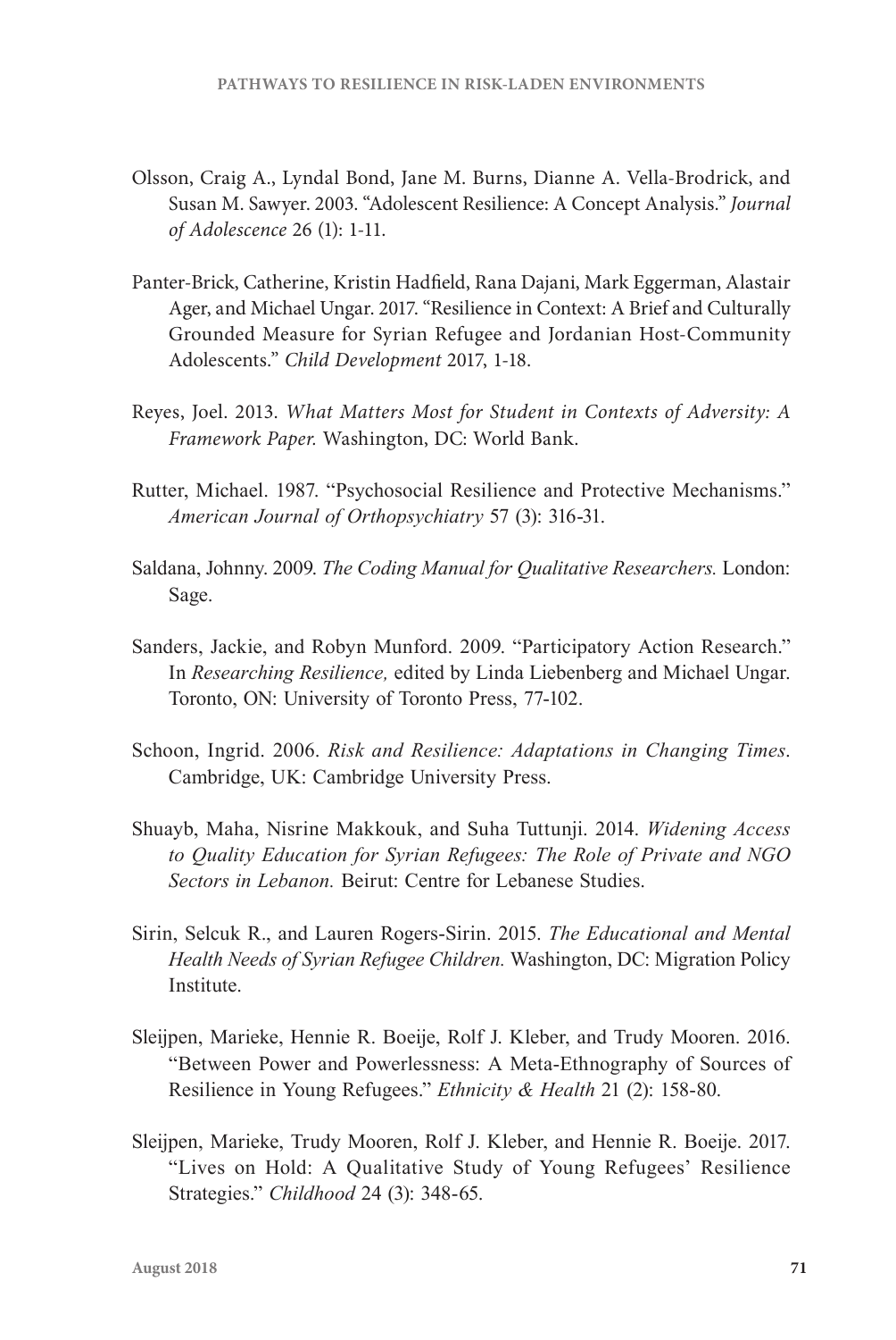Olsson, Craig A., Lyndal Bond, Jane M. Burns, Dianne A. Vella-Brodrick, and Susan M. Sawyer. 2003. "Adolescent Resilience: A Concept Analysis." *Journal of Adolescence* 26 (1): 1-11.

Panter-Brick, Catherine, Kristin Hadfield, Rana Dajani, Mark Eggerman, Alastair Ager, and Michael Ungar. 2017. "Resilience in Context: A Brief and Culturally Grounded Measure for Syrian Refugee and Jordanian Host-Community Adolescents." *Child Development* 2017, 1-18.

Reyes, Joel. 2013. *What Matters Most for Student in Contexts of Adversity: A Framework Paper.* Washington, DC: World Bank.

Rutter, Michael. 1987. "Psychosocial Resilience and Protective Mechanisms." *American Journal of Orthopsychiatry* 57 (3): 316-31.

Saldana, Johnny. 2009. *The Coding Manual for Qualitative Researchers.* London: Sage.

Sanders, Jackie, and Robyn Munford. 2009. "Participatory Action Research." In *Researching Resilience,* edited by Linda Liebenberg and Michael Ungar. Toronto, ON: University of Toronto Press, 77-102.

Schoon, Ingrid. 2006. *Risk and Resilience: Adaptations in Changing Times*. Cambridge, UK: Cambridge University Press.

Shuayb, Maha, Nisrine Makkouk, and Suha Tuttunji. 2014. *Widening Access to Quality Education for Syrian Refugees: The Role of Private and NGO Sectors in Lebanon.* Beirut: Centre for Lebanese Studies.

Sirin, Selcuk R., and Lauren Rogers-Sirin. 2015. *The Educational and Mental Health Needs of Syrian Refugee Children.* Washington, DC: Migration Policy Institute.

Sleijpen, Marieke, Hennie R. Boeije, Rolf J. Kleber, and Trudy Mooren. 2016. "Between Power and Powerlessness: A Meta-Ethnography of Sources of Resilience in Young Refugees." *Ethnicity & Health* 21 (2): 158-80.

Sleijpen, Marieke, Trudy Mooren, Rolf J. Kleber, and Hennie R. Boeije. 2017. "Lives on Hold: A Qualitative Study of Young Refugees' Resilience Strategies." *Childhood* 24 (3): 348-65.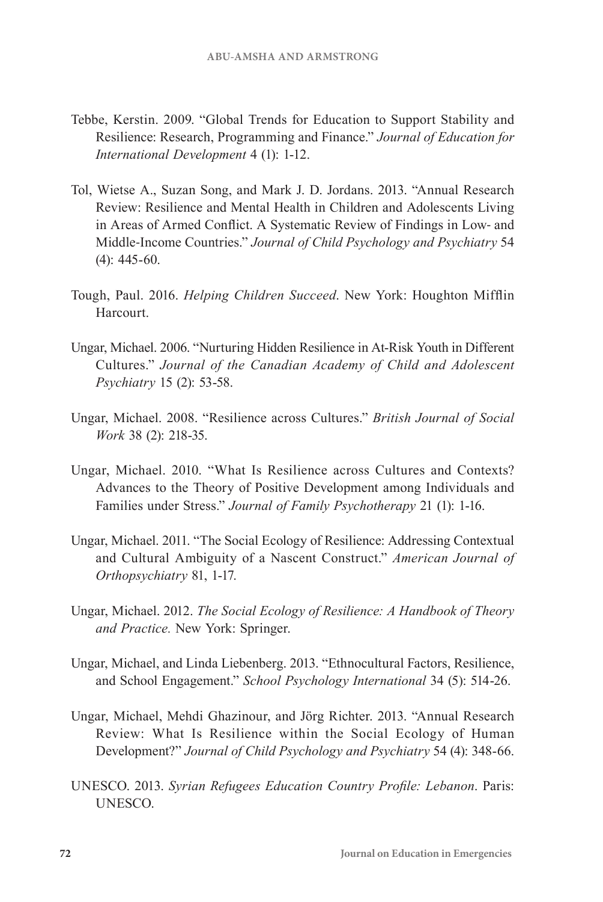Tebbe, Kerstin. 2009. "Global Trends for Education to Support Stability and Resilience: Research, Programming and Finance." *Journal of Education for International Development* 4 (1): 1-12.

Tol, Wietse A., Suzan Song, and Mark J. D. Jordans. 2013. "Annual Research Review: Resilience and Mental Health in Children and Adolescents Living in Areas of Armed Conflict. A Systematic Review of Findings in Low- and Middle-Income Countries." *Journal of Child Psychology and Psychiatry* 54 (4): 445-60.

Tough, Paul. 2016. *Helping Children Succeed*. New York: Houghton Mifflin Harcourt.

Ungar, Michael. 2006. "Nurturing Hidden Resilience in At-Risk Youth in Different Cultures." *Journal of the Canadian Academy of Child and Adolescent Psychiatry* 15 (2): 53-58.

Ungar, Michael. 2008. "Resilience across Cultures." *British Journal of Social Work* 38 (2): 218-35.

Ungar, Michael. 2010. "What Is Resilience across Cultures and Contexts? Advances to the Theory of Positive Development among Individuals and Families under Stress." *Journal of Family Psychotherapy* 21 (1): 1-16.

Ungar, Michael. 2011. "The Social Ecology of Resilience: Addressing Contextual and Cultural Ambiguity of a Nascent Construct." *American Journal of Orthopsychiatry* 81, 1-17.

Ungar, Michael. 2012. *The Social Ecology of Resilience: A Handbook of Theory and Practice.* New York: Springer.

Ungar, Michael, and Linda Liebenberg. 2013. "Ethnocultural Factors, Resilience, and School Engagement." *School Psychology International* 34 (5): 514-26.

Ungar, Michael, Mehdi Ghazinour, and Jörg Richter. 2013. "Annual Research Review: What Is Resilience within the Social Ecology of Human Development?" *Journal of Child Psychology and Psychiatry* 54 (4): 348-66.

UNESCO. 2013. *Syrian Refugees Education Country Profile: Lebanon*. Paris: UNESCO.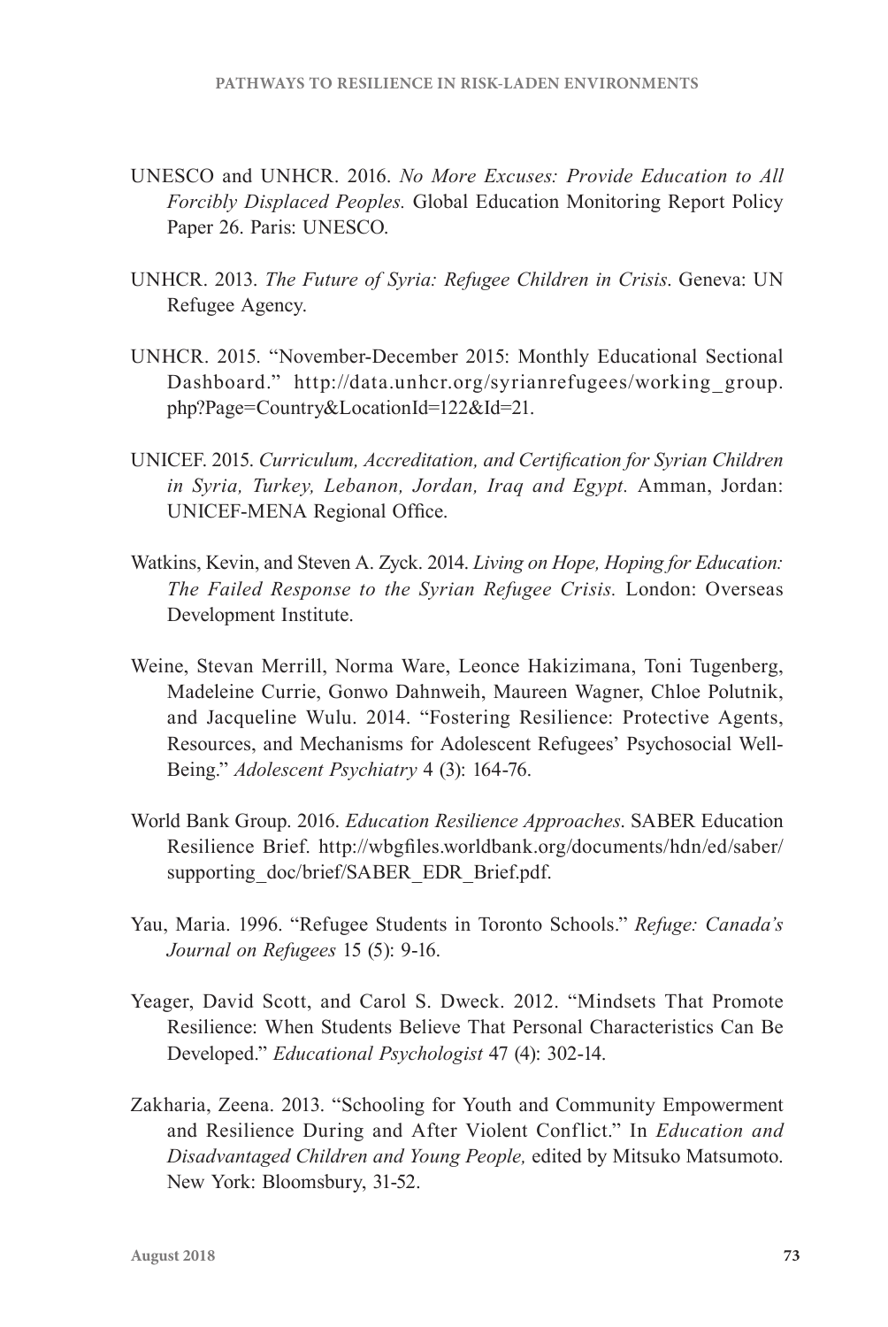UNESCO and UNHCR. 2016. *No More Excuses: Provide Education to All Forcibly Displaced Peoples.* Global Education Monitoring Report Policy Paper 26. Paris: UNESCO.

UNHCR. 2013. *The Future of Syria: Refugee Children in Crisis*. Geneva: UN Refugee Agency.

UNHCR. 2015. "November-December 2015: Monthly Educational Sectional Dashboard." http://data.unhcr.org/syrianrefugees/working_group.php?Page=Country&LocationId=122&Id=21.

UNICEF. 2015. *Curriculum, Accreditation, and Certification for Syrian Children in Syria, Turkey, Lebanon, Jordan, Iraq and Egypt.* Amman, Jordan: UNICEF-MENA Regional Office.

Watkins, Kevin, and Steven A. Zyck. 2014. *Living on Hope, Hoping for Education: The Failed Response to the Syrian Refugee Crisis.* London: Overseas Development Institute.

Weine, Stevan Merrill, Norma Ware, Leonce Hakizimana, Toni Tugenberg, Madeleine Currie, Gonwo Dahnweih, Maureen Wagner, Chloe Polutnik, and Jacqueline Wulu. 2014. "Fostering Resilience: Protective Agents, Resources, and Mechanisms for Adolescent Refugees' Psychosocial Well-Being." *Adolescent Psychiatry* 4 (3): 164-76.

World Bank Group. 2016. *Education Resilience Approaches*. SABER Education Resilience Brief. http://wbgfiles.worldbank.org/documents/hdn/ed/saber/supporting_doc/brief/SABER_EDR_Brief.pdf.

Yau, Maria. 1996. "Refugee Students in Toronto Schools." *Refuge: Canada's Journal on Refugees* 15 (5): 9-16.

Yeager, David Scott, and Carol S. Dweck. 2012. "Mindsets That Promote Resilience: When Students Believe That Personal Characteristics Can Be Developed." *Educational Psychologist* 47 (4): 302-14.

Zakharia, Zeena. 2013. "Schooling for Youth and Community Empowerment and Resilience During and After Violent Conflict." In *Education and Disadvantaged Children and Young People,* edited by Mitsuko Matsumoto. New York: Bloomsbury, 31-52.